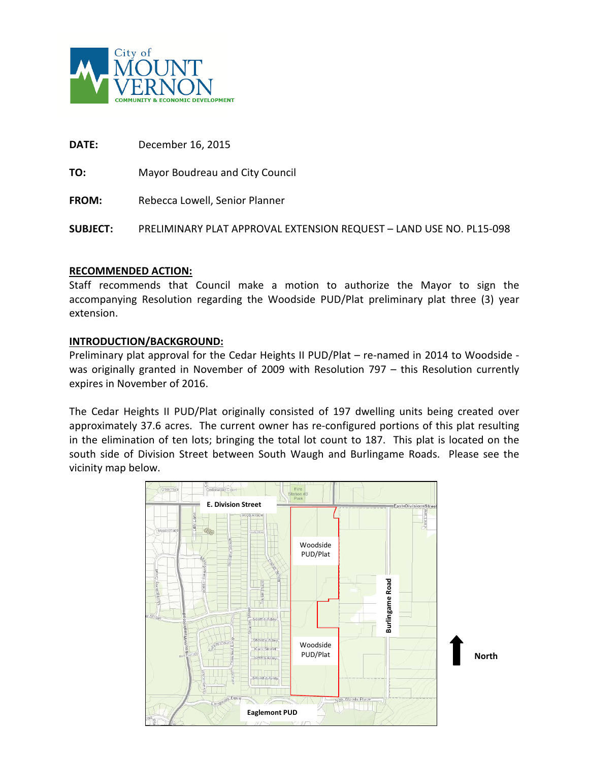City of MOUNT VERNON
COMMUNITY & ECONOMIC DEVELOPMENT

**DATE:** December 16, 2015

**TO:** Mayor Boudreau and City Council

**FROM:** Rebecca Lowell, Senior Planner

**SUBJECT:** PRELIMINARY PLAT APPROVAL EXTENSION REQUEST – LAND USE NO. PL15-098

**RECOMMENDED ACTION:**

Staff recommends that Council make a motion to authorize the Mayor to sign the accompanying Resolution regarding the Woodside PUD/Plat preliminary plat three (3) year extension.

**INTRODUCTION/BACKGROUND:**

Preliminary plat approval for the Cedar Heights II PUD/Plat – re-named in 2014 to Woodside - was originally granted in November of 2009 with Resolution 797 – this Resolution currently expires in November of 2016.

The Cedar Heights II PUD/Plat originally consisted of 197 dwelling units being created over approximately 37.6 acres. The current owner has re-configured portions of this plat resulting in the elimination of ten lots; bringing the total lot count to 187. This plat is located on the south side of Division Street between South Waugh and Burlingame Roads. Please see the vicinity map below.

E. Division Street | Woodside PUD/Plat | Burlingame Road | Woodside PUD/Plat | Eaglemont PUD | North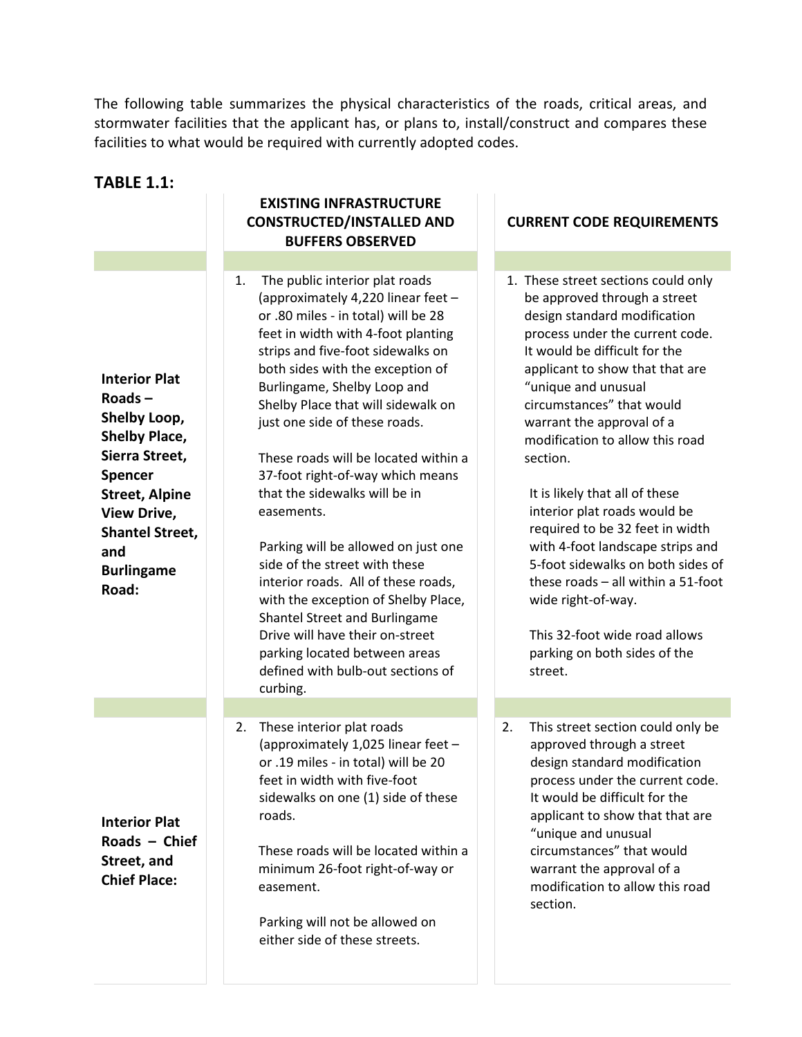The following table summarizes the physical characteristics of the roads, critical areas, and stormwater facilities that the applicant has, or plans to, install/construct and compares these facilities to what would be required with currently adopted codes.

## TABLE 1.1:

| | EXISTING INFRASTRUCTURE CONSTRUCTED/INSTALLED AND BUFFERS OBSERVED | CURRENT CODE REQUIREMENTS |
|---|---|---|
| **Interior Plat Roads – Shelby Loop, Shelby Place, Sierra Street, Spencer Street, Alpine View Drive, Shantel Street, and Burlingame Road:** | 1. The public interior plat roads (approximately 4,220 linear feet – or .80 miles - in total) will be 28 feet in width with 4-foot planting strips and five-foot sidewalks on both sides with the exception of Burlingame, Shelby Loop and Shelby Place that will sidewalk on just one side of these roads.<br><br>These roads will be located within a 37-foot right-of-way which means that the sidewalks will be in easements.<br><br>Parking will be allowed on just one side of the street with these interior roads. All of these roads, with the exception of Shelby Place, Shantel Street and Burlingame Drive will have their on-street parking located between areas defined with bulb-out sections of curbing. | 1. These street sections could only be approved through a street design standard modification process under the current code. It would be difficult for the applicant to show that that are "unique and unusual circumstances" that would warrant the approval of a modification to allow this road section.<br><br>It is likely that all of these interior plat roads would be required to be 32 feet in width with 4-foot landscape strips and 5-foot sidewalks on both sides of these roads – all within a 51-foot wide right-of-way.<br><br>This 32-foot wide road allows parking on both sides of the street. |
| **Interior Plat Roads – Chief Street, and Chief Place:** | 2. These interior plat roads (approximately 1,025 linear feet – or .19 miles - in total) will be 20 feet in width with five-foot sidewalks on one (1) side of these roads.<br><br>These roads will be located within a minimum 26-foot right-of-way or easement.<br><br>Parking will not be allowed on either side of these streets. | 2. This street section could only be approved through a street design standard modification process under the current code. It would be difficult for the applicant to show that that are "unique and unusual circumstances" that would warrant the approval of a modification to allow this road section. |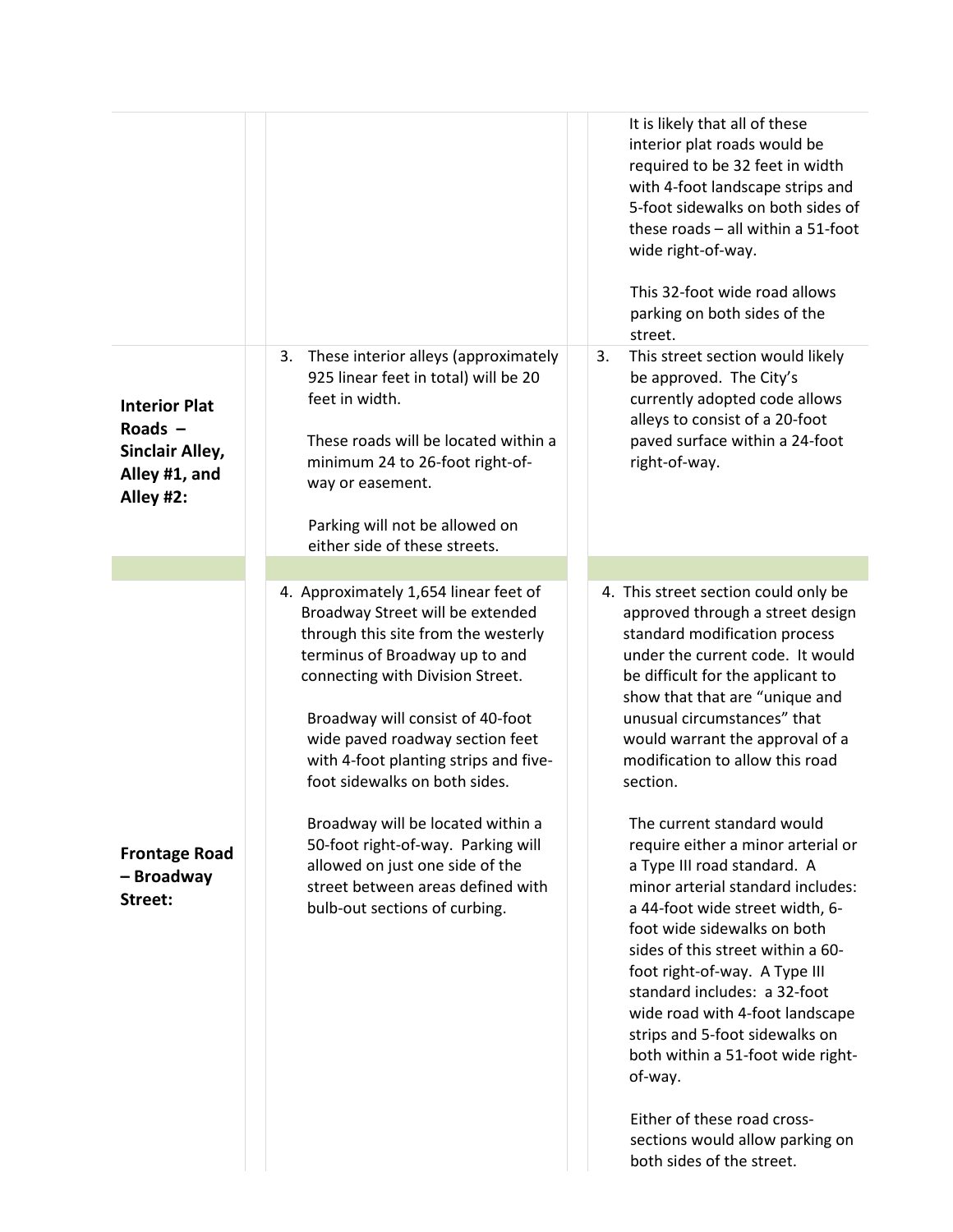| | | |
|---|---|---|
| | | It is likely that all of these interior plat roads would be required to be 32 feet in width with 4-foot landscape strips and 5-foot sidewalks on both sides of these roads – all within a 51-foot wide right-of-way.<br><br>This 32-foot wide road allows parking on both sides of the street. |
| **Interior Plat Roads – Sinclair Alley, Alley #1, and Alley #2:** | 3. These interior alleys (approximately 925 linear feet in total) will be 20 feet in width.<br><br>These roads will be located within a minimum 24 to 26-foot right-of-way or easement.<br><br>Parking will not be allowed on either side of these streets. | 3. This street section would likely be approved. The City's currently adopted code allows alleys to consist of a 20-foot paved surface within a 24-foot right-of-way. |
| | | |
| **Frontage Road – Broadway Street:** | 4. Approximately 1,654 linear feet of Broadway Street will be extended through this site from the westerly terminus of Broadway up to and connecting with Division Street.<br><br>Broadway will consist of 40-foot wide paved roadway section feet with 4-foot planting strips and five-foot sidewalks on both sides.<br><br>Broadway will be located within a 50-foot right-of-way. Parking will allowed on just one side of the street between areas defined with bulb-out sections of curbing. | 4. This street section could only be approved through a street design standard modification process under the current code. It would be difficult for the applicant to show that that are "unique and unusual circumstances" that would warrant the approval of a modification to allow this road section.<br><br>The current standard would require either a minor arterial or a Type III road standard. A minor arterial standard includes: a 44-foot wide street width, 6-foot wide sidewalks on both sides of this street within a 60-foot right-of-way. A Type III standard includes: a 32-foot wide road with 4-foot landscape strips and 5-foot sidewalks on both within a 51-foot wide right-of-way.<br><br>Either of these road cross-sections would allow parking on both sides of the street. |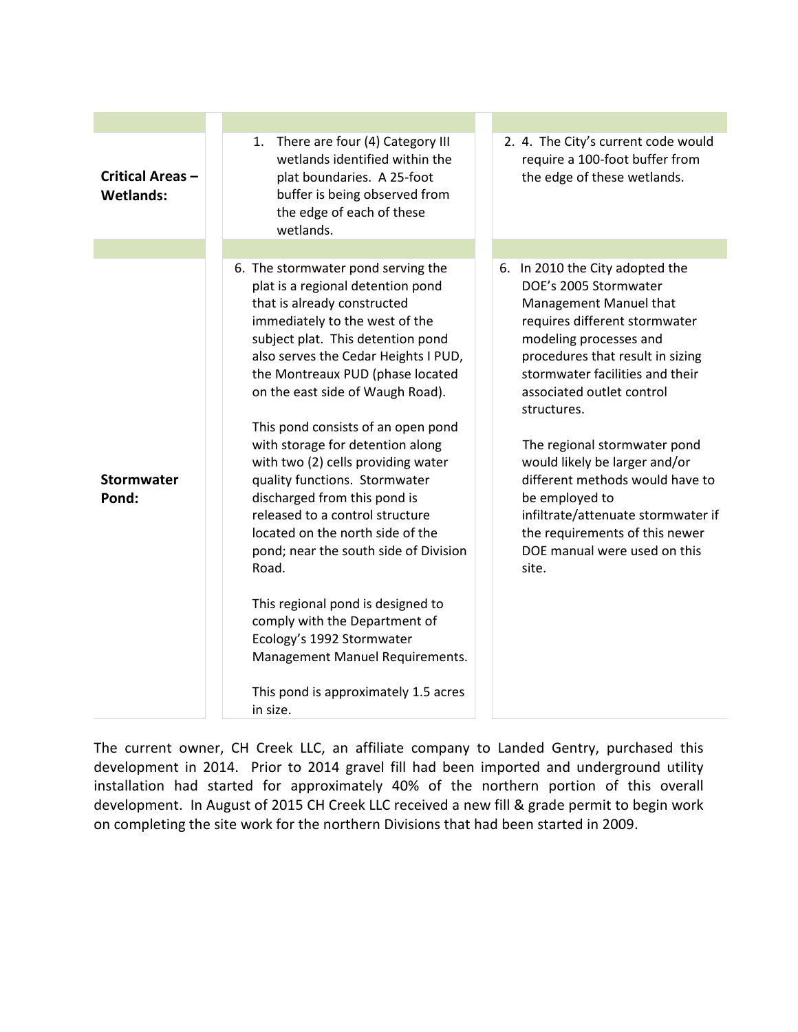| | | |
|---|---|---|
| **Critical Areas – Wetlands:** | 1. There are four (4) Category III wetlands identified within the plat boundaries. A 25-foot buffer is being observed from the edge of each of these wetlands. | 2. 4. The City's current code would require a 100-foot buffer from the edge of these wetlands. |
| | | |
| **Stormwater Pond:** | 6. The stormwater pond serving the plat is a regional detention pond that is already constructed immediately to the west of the subject plat. This detention pond also serves the Cedar Heights I PUD, the Montreaux PUD (phase located on the east side of Waugh Road).<br><br>This pond consists of an open pond with storage for detention along with two (2) cells providing water quality functions. Stormwater discharged from this pond is released to a control structure located on the north side of the pond; near the south side of Division Road.<br><br>This regional pond is designed to comply with the Department of Ecology's 1992 Stormwater Management Manuel Requirements.<br><br>This pond is approximately 1.5 acres in size. | 6. In 2010 the City adopted the DOE's 2005 Stormwater Management Manuel that requires different stormwater modeling processes and procedures that result in sizing stormwater facilities and their associated outlet control structures.<br><br>The regional stormwater pond would likely be larger and/or different methods would have to be employed to infiltrate/attenuate stormwater if the requirements of this newer DOE manual were used on this site. |

The current owner, CH Creek LLC, an affiliate company to Landed Gentry, purchased this development in 2014. Prior to 2014 gravel fill had been imported and underground utility installation had started for approximately 40% of the northern portion of this overall development. In August of 2015 CH Creek LLC received a new fill & grade permit to begin work on completing the site work for the northern Divisions that had been started in 2009.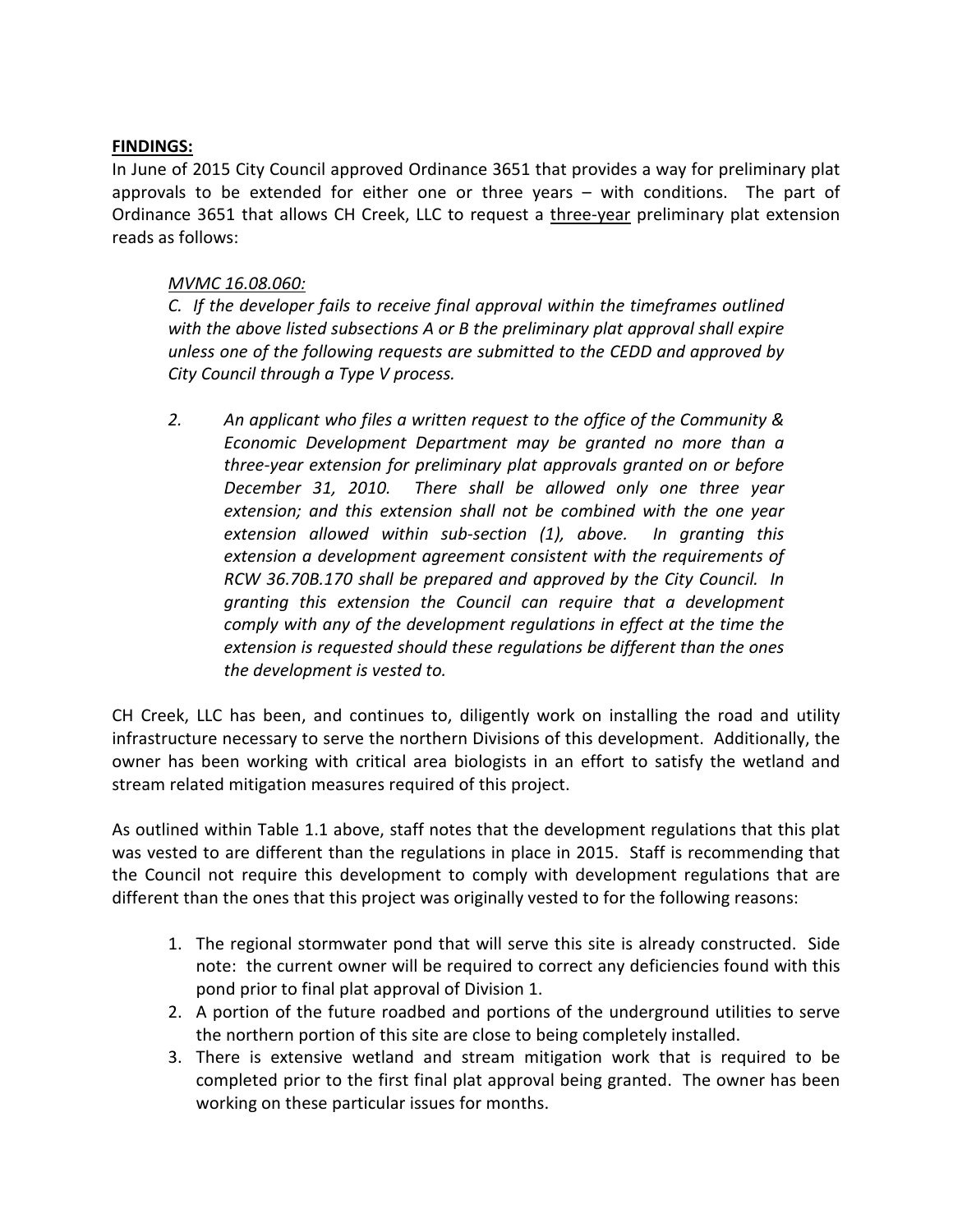**<u>FINDINGS:</u>**

In June of 2015 City Council approved Ordinance 3651 that provides a way for preliminary plat approvals to be extended for either one or three years – with conditions. The part of Ordinance 3651 that allows CH Creek, LLC to request a <u>three-year</u> preliminary plat extension reads as follows:

> *<u>MVMC 16.08.060:</u>*
>
> *C. If the developer fails to receive final approval within the timeframes outlined with the above listed subsections A or B the preliminary plat approval shall expire unless one of the following requests are submitted to the CEDD and approved by City Council through a Type V process.*
>
> *2. An applicant who files a written request to the office of the Community & Economic Development Department may be granted no more than a three-year extension for preliminary plat approvals granted on or before December 31, 2010. There shall be allowed only one three year extension; and this extension shall not be combined with the one year extension allowed within sub-section (1), above. In granting this extension a development agreement consistent with the requirements of RCW 36.70B.170 shall be prepared and approved by the City Council. In granting this extension the Council can require that a development comply with any of the development regulations in effect at the time the extension is requested should these regulations be different than the ones the development is vested to.*

CH Creek, LLC has been, and continues to, diligently work on installing the road and utility infrastructure necessary to serve the northern Divisions of this development. Additionally, the owner has been working with critical area biologists in an effort to satisfy the wetland and stream related mitigation measures required of this project.

As outlined within Table 1.1 above, staff notes that the development regulations that this plat was vested to are different than the regulations in place in 2015. Staff is recommending that the Council not require this development to comply with development regulations that are different than the ones that this project was originally vested to for the following reasons:

1. The regional stormwater pond that will serve this site is already constructed. Side note: the current owner will be required to correct any deficiencies found with this pond prior to final plat approval of Division 1.
2. A portion of the future roadbed and portions of the underground utilities to serve the northern portion of this site are close to being completely installed.
3. There is extensive wetland and stream mitigation work that is required to be completed prior to the first final plat approval being granted. The owner has been working on these particular issues for months.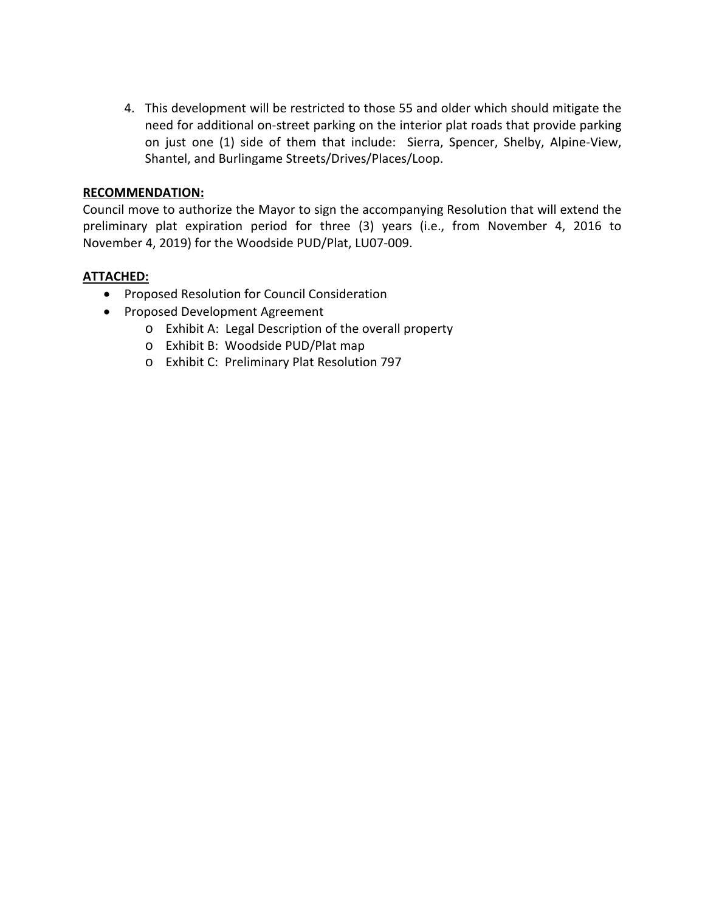4. This development will be restricted to those 55 and older which should mitigate the need for additional on-street parking on the interior plat roads that provide parking on just one (1) side of them that include: Sierra, Spencer, Shelby, Alpine-View, Shantel, and Burlingame Streets/Drives/Places/Loop.

**RECOMMENDATION:**

Council move to authorize the Mayor to sign the accompanying Resolution that will extend the preliminary plat expiration period for three (3) years (i.e., from November 4, 2016 to November 4, 2019) for the Woodside PUD/Plat, LU07-009.

**ATTACHED:**

- Proposed Resolution for Council Consideration
- Proposed Development Agreement
  - Exhibit A: Legal Description of the overall property
  - Exhibit B: Woodside PUD/Plat map
  - Exhibit C: Preliminary Plat Resolution 797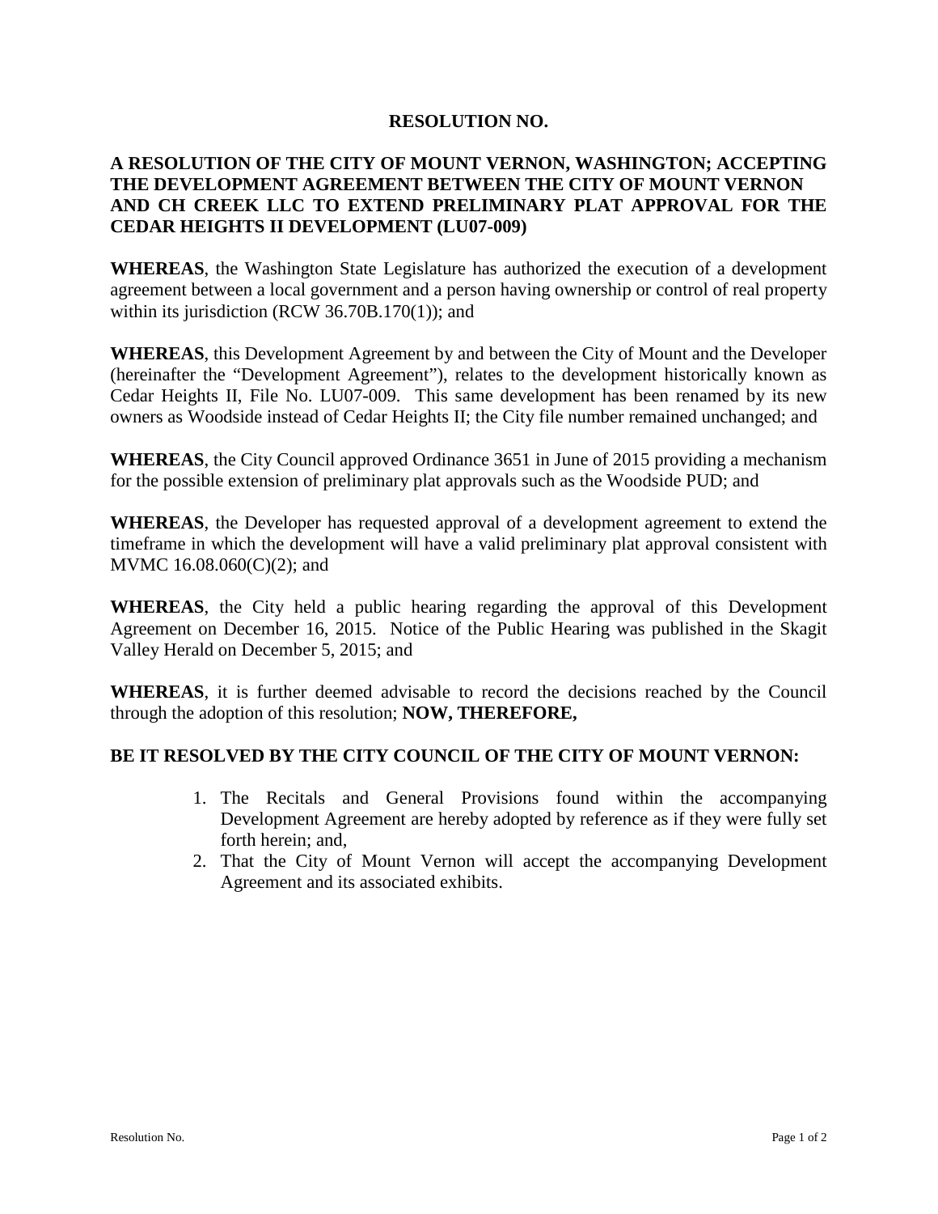**RESOLUTION NO.**

**A RESOLUTION OF THE CITY OF MOUNT VERNON, WASHINGTON; ACCEPTING THE DEVELOPMENT AGREEMENT BETWEEN THE CITY OF MOUNT VERNON AND CH CREEK LLC TO EXTEND PRELIMINARY PLAT APPROVAL FOR THE CEDAR HEIGHTS II DEVELOPMENT (LU07-009)**

**WHEREAS**, the Washington State Legislature has authorized the execution of a development agreement between a local government and a person having ownership or control of real property within its jurisdiction (RCW 36.70B.170(1)); and

**WHEREAS**, this Development Agreement by and between the City of Mount and the Developer (hereinafter the "Development Agreement"), relates to the development historically known as Cedar Heights II, File No. LU07-009. This same development has been renamed by its new owners as Woodside instead of Cedar Heights II; the City file number remained unchanged; and

**WHEREAS**, the City Council approved Ordinance 3651 in June of 2015 providing a mechanism for the possible extension of preliminary plat approvals such as the Woodside PUD; and

**WHEREAS**, the Developer has requested approval of a development agreement to extend the timeframe in which the development will have a valid preliminary plat approval consistent with MVMC 16.08.060(C)(2); and

**WHEREAS**, the City held a public hearing regarding the approval of this Development Agreement on December 16, 2015. Notice of the Public Hearing was published in the Skagit Valley Herald on December 5, 2015; and

**WHEREAS**, it is further deemed advisable to record the decisions reached by the Council through the adoption of this resolution; **NOW, THEREFORE,**

**BE IT RESOLVED BY THE CITY COUNCIL OF THE CITY OF MOUNT VERNON:**

1. The Recitals and General Provisions found within the accompanying Development Agreement are hereby adopted by reference as if they were fully set forth herein; and,
2. That the City of Mount Vernon will accept the accompanying Development Agreement and its associated exhibits.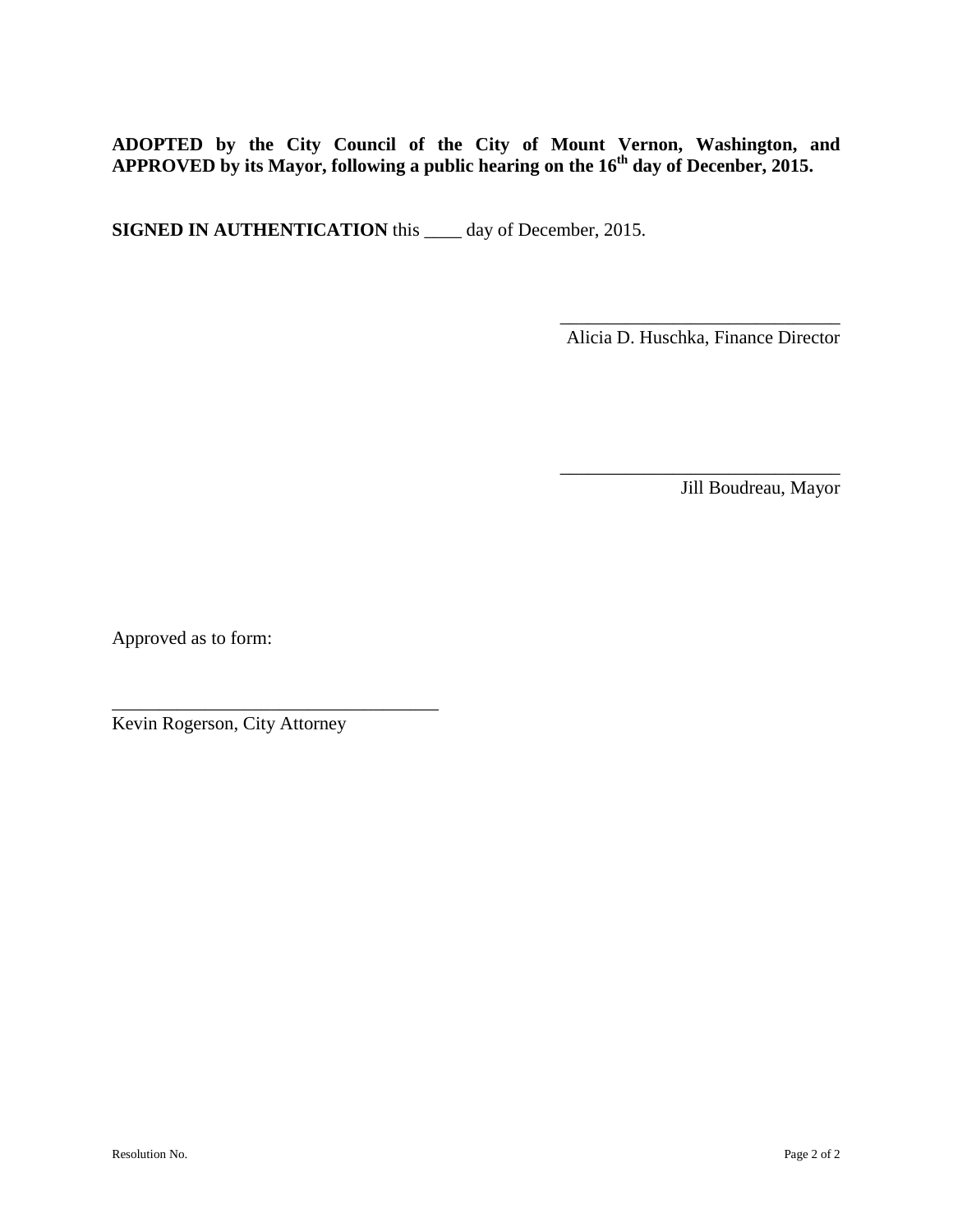**ADOPTED by the City Council of the City of Mount Vernon, Washington, and APPROVED by its Mayor, following a public hearing on the 16th day of Decenber, 2015.**

**SIGNED IN AUTHENTICATION** this ____ day of December, 2015.

______________________________
Alicia D. Huschka, Finance Director

______________________________
Jill Boudreau, Mayor

Approved as to form:

___________________________________
Kevin Rogerson, City Attorney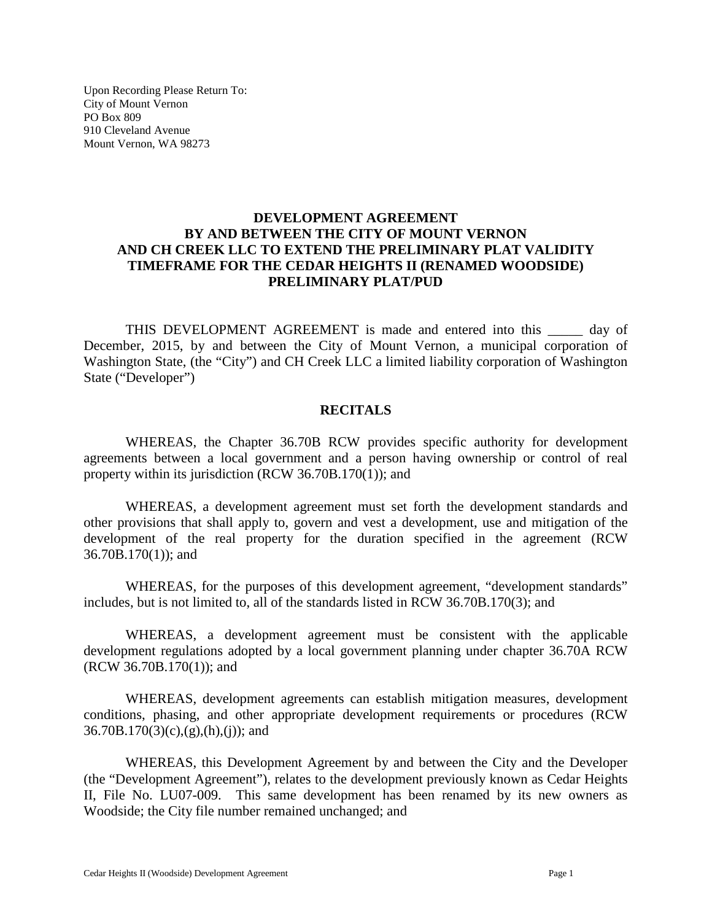Upon Recording Please Return To:
City of Mount Vernon
PO Box 809
910 Cleveland Avenue
Mount Vernon, WA 98273

# DEVELOPMENT AGREEMENT BY AND BETWEEN THE CITY OF MOUNT VERNON AND CH CREEK LLC TO EXTEND THE PRELIMINARY PLAT VALIDITY TIMEFRAME FOR THE CEDAR HEIGHTS II (RENAMED WOODSIDE) PRELIMINARY PLAT/PUD

THIS DEVELOPMENT AGREEMENT is made and entered into this _____ day of December, 2015, by and between the City of Mount Vernon, a municipal corporation of Washington State, (the "City") and CH Creek LLC a limited liability corporation of Washington State ("Developer")

## RECITALS

WHEREAS, the Chapter 36.70B RCW provides specific authority for development agreements between a local government and a person having ownership or control of real property within its jurisdiction (RCW 36.70B.170(1)); and

WHEREAS, a development agreement must set forth the development standards and other provisions that shall apply to, govern and vest a development, use and mitigation of the development of the real property for the duration specified in the agreement (RCW 36.70B.170(1)); and

WHEREAS, for the purposes of this development agreement, "development standards" includes, but is not limited to, all of the standards listed in RCW 36.70B.170(3); and

WHEREAS, a development agreement must be consistent with the applicable development regulations adopted by a local government planning under chapter 36.70A RCW (RCW 36.70B.170(1)); and

WHEREAS, development agreements can establish mitigation measures, development conditions, phasing, and other appropriate development requirements or procedures (RCW 36.70B.170(3)(c),(g),(h),(j)); and

WHEREAS, this Development Agreement by and between the City and the Developer (the "Development Agreement"), relates to the development previously known as Cedar Heights II, File No. LU07-009. This same development has been renamed by its new owners as Woodside; the City file number remained unchanged; and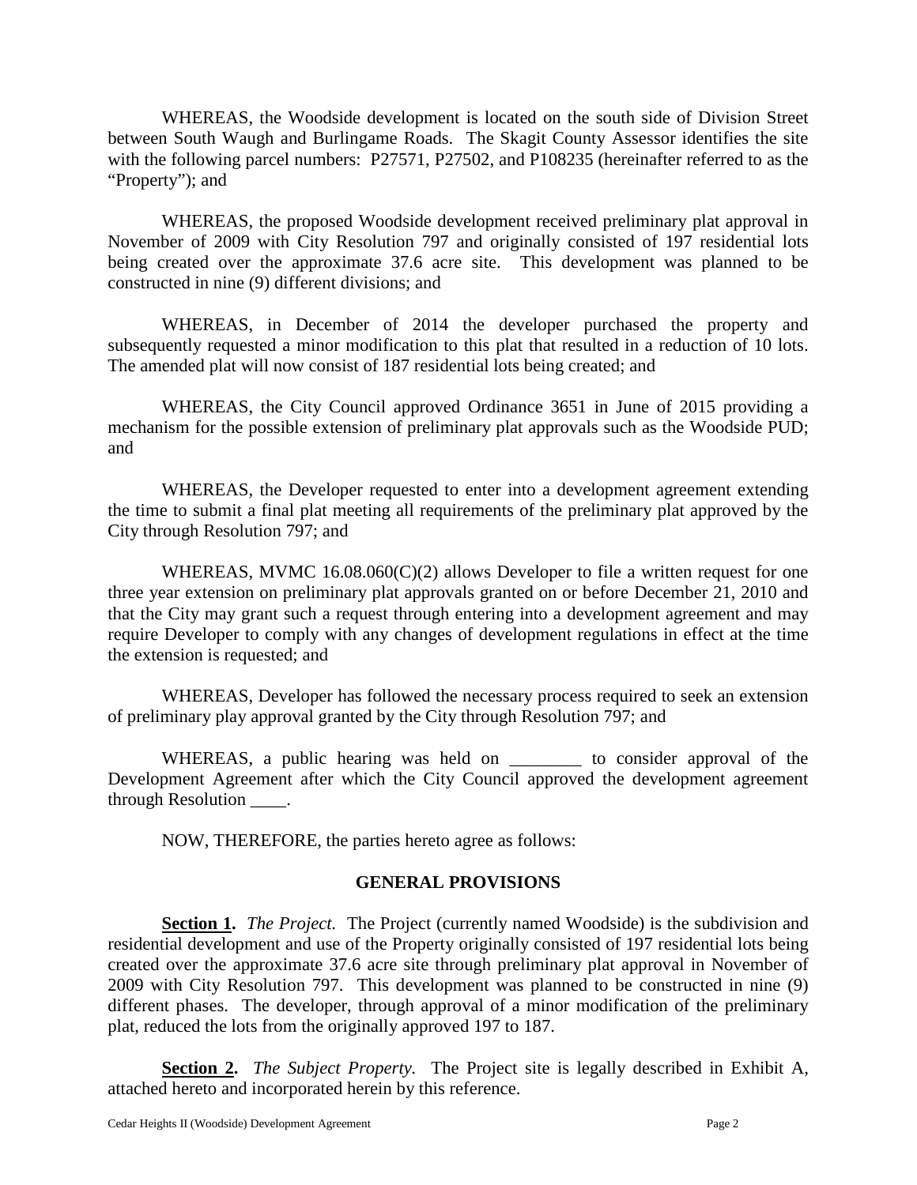WHEREAS, the Woodside development is located on the south side of Division Street between South Waugh and Burlingame Roads. The Skagit County Assessor identifies the site with the following parcel numbers: P27571, P27502, and P108235 (hereinafter referred to as the "Property"); and

WHEREAS, the proposed Woodside development received preliminary plat approval in November of 2009 with City Resolution 797 and originally consisted of 197 residential lots being created over the approximate 37.6 acre site. This development was planned to be constructed in nine (9) different divisions; and

WHEREAS, in December of 2014 the developer purchased the property and subsequently requested a minor modification to this plat that resulted in a reduction of 10 lots. The amended plat will now consist of 187 residential lots being created; and

WHEREAS, the City Council approved Ordinance 3651 in June of 2015 providing a mechanism for the possible extension of preliminary plat approvals such as the Woodside PUD; and

WHEREAS, the Developer requested to enter into a development agreement extending the time to submit a final plat meeting all requirements of the preliminary plat approved by the City through Resolution 797; and

WHEREAS, MVMC 16.08.060(C)(2) allows Developer to file a written request for one three year extension on preliminary plat approvals granted on or before December 21, 2010 and that the City may grant such a request through entering into a development agreement and may require Developer to comply with any changes of development regulations in effect at the time the extension is requested; and

WHEREAS, Developer has followed the necessary process required to seek an extension of preliminary play approval granted by the City through Resolution 797; and

WHEREAS, a public hearing was held on ________ to consider approval of the Development Agreement after which the City Council approved the development agreement through Resolution ____.

NOW, THEREFORE, the parties hereto agree as follows:

## GENERAL PROVISIONS

**Section 1.** *The Project.* The Project (currently named Woodside) is the subdivision and residential development and use of the Property originally consisted of 197 residential lots being created over the approximate 37.6 acre site through preliminary plat approval in November of 2009 with City Resolution 797. This development was planned to be constructed in nine (9) different phases. The developer, through approval of a minor modification of the preliminary plat, reduced the lots from the originally approved 197 to 187.

**Section 2.** *The Subject Property.* The Project site is legally described in Exhibit A, attached hereto and incorporated herein by this reference.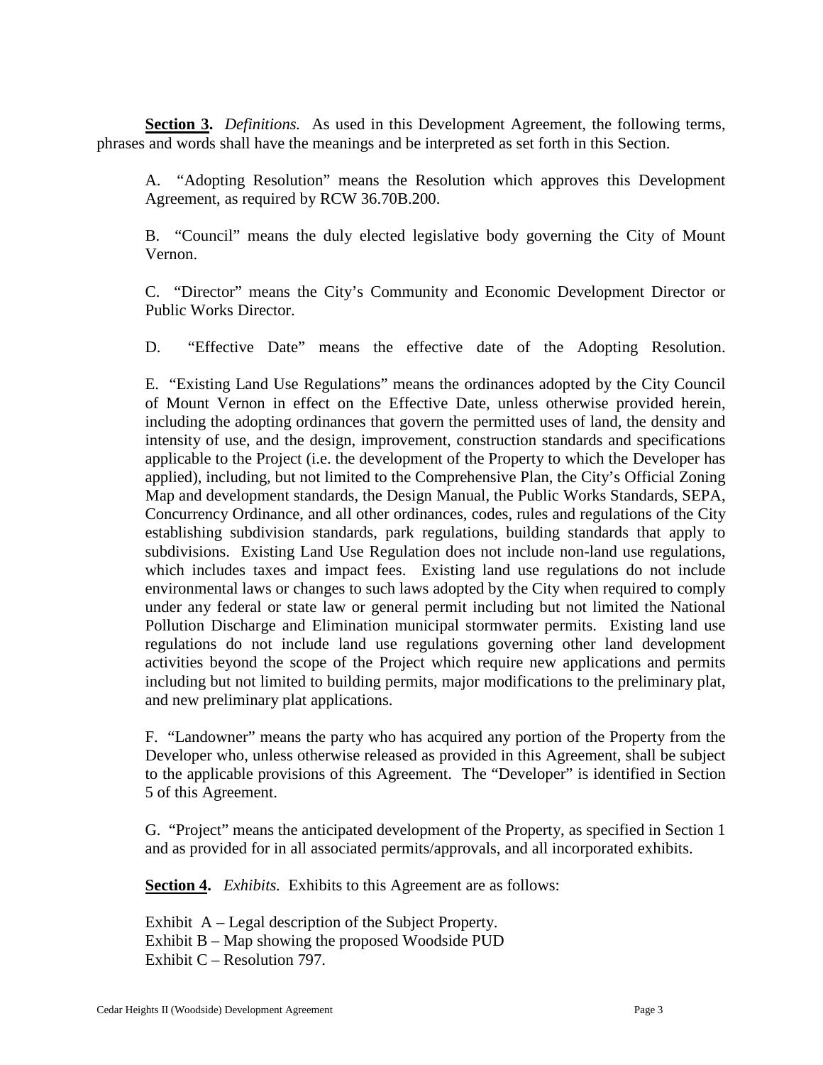**Section 3.** *Definitions.* As used in this Development Agreement, the following terms, phrases and words shall have the meanings and be interpreted as set forth in this Section.

A. "Adopting Resolution" means the Resolution which approves this Development Agreement, as required by RCW 36.70B.200.

B. "Council" means the duly elected legislative body governing the City of Mount Vernon.

C. "Director" means the City's Community and Economic Development Director or Public Works Director.

D. "Effective Date" means the effective date of the Adopting Resolution.

E. "Existing Land Use Regulations" means the ordinances adopted by the City Council of Mount Vernon in effect on the Effective Date, unless otherwise provided herein, including the adopting ordinances that govern the permitted uses of land, the density and intensity of use, and the design, improvement, construction standards and specifications applicable to the Project (i.e. the development of the Property to which the Developer has applied), including, but not limited to the Comprehensive Plan, the City's Official Zoning Map and development standards, the Design Manual, the Public Works Standards, SEPA, Concurrency Ordinance, and all other ordinances, codes, rules and regulations of the City establishing subdivision standards, park regulations, building standards that apply to subdivisions. Existing Land Use Regulation does not include non-land use regulations, which includes taxes and impact fees. Existing land use regulations do not include environmental laws or changes to such laws adopted by the City when required to comply under any federal or state law or general permit including but not limited the National Pollution Discharge and Elimination municipal stormwater permits. Existing land use regulations do not include land use regulations governing other land development activities beyond the scope of the Project which require new applications and permits including but not limited to building permits, major modifications to the preliminary plat, and new preliminary plat applications.

F. "Landowner" means the party who has acquired any portion of the Property from the Developer who, unless otherwise released as provided in this Agreement, shall be subject to the applicable provisions of this Agreement. The "Developer" is identified in Section 5 of this Agreement.

G. "Project" means the anticipated development of the Property, as specified in Section 1 and as provided for in all associated permits/approvals, and all incorporated exhibits.

**Section 4.** *Exhibits.* Exhibits to this Agreement are as follows:

Exhibit A – Legal description of the Subject Property.
Exhibit B – Map showing the proposed Woodside PUD
Exhibit C – Resolution 797.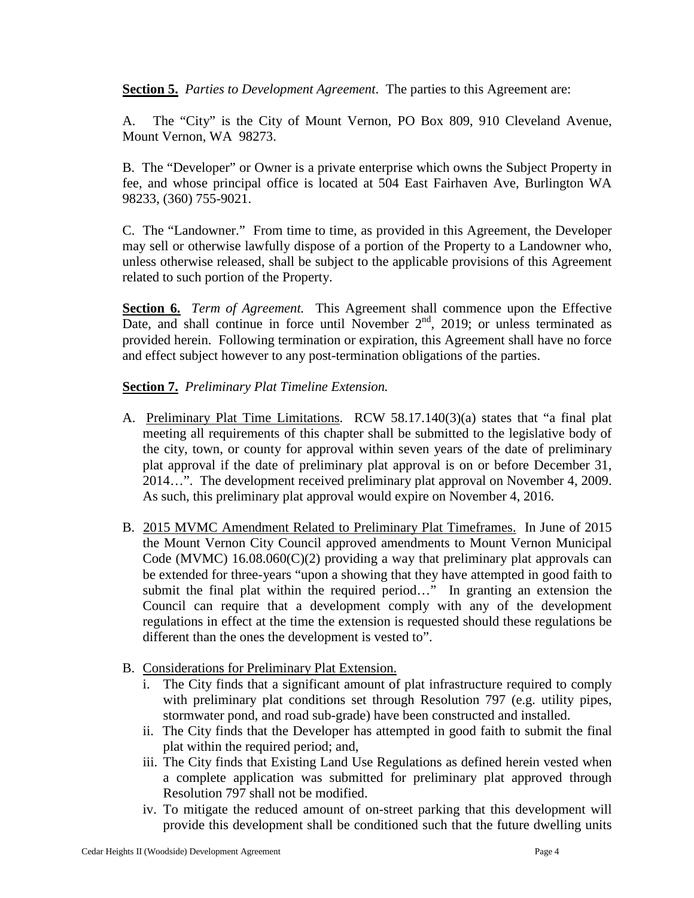**Section 5.** *Parties to Development Agreement*. The parties to this Agreement are:

A. The "City" is the City of Mount Vernon, PO Box 809, 910 Cleveland Avenue, Mount Vernon, WA 98273.

B. The "Developer" or Owner is a private enterprise which owns the Subject Property in fee, and whose principal office is located at 504 East Fairhaven Ave, Burlington WA 98233, (360) 755-9021.

C. The "Landowner." From time to time, as provided in this Agreement, the Developer may sell or otherwise lawfully dispose of a portion of the Property to a Landowner who, unless otherwise released, shall be subject to the applicable provisions of this Agreement related to such portion of the Property.

**Section 6.** *Term of Agreement.* This Agreement shall commence upon the Effective Date, and shall continue in force until November 2nd, 2019; or unless terminated as provided herein. Following termination or expiration, this Agreement shall have no force and effect subject however to any post-termination obligations of the parties.

**Section 7.** *Preliminary Plat Timeline Extension.*

A. Preliminary Plat Time Limitations. RCW 58.17.140(3)(a) states that "a final plat meeting all requirements of this chapter shall be submitted to the legislative body of the city, town, or county for approval within seven years of the date of preliminary plat approval if the date of preliminary plat approval is on or before December 31, 2014…". The development received preliminary plat approval on November 4, 2009. As such, this preliminary plat approval would expire on November 4, 2016.

B. 2015 MVMC Amendment Related to Preliminary Plat Timeframes. In June of 2015 the Mount Vernon City Council approved amendments to Mount Vernon Municipal Code (MVMC) 16.08.060(C)(2) providing a way that preliminary plat approvals can be extended for three-years "upon a showing that they have attempted in good faith to submit the final plat within the required period…" In granting an extension the Council can require that a development comply with any of the development regulations in effect at the time the extension is requested should these regulations be different than the ones the development is vested to".

B. Considerations for Preliminary Plat Extension.
   i. The City finds that a significant amount of plat infrastructure required to comply with preliminary plat conditions set through Resolution 797 (e.g. utility pipes, stormwater pond, and road sub-grade) have been constructed and installed.
   ii. The City finds that the Developer has attempted in good faith to submit the final plat within the required period; and,
   iii. The City finds that Existing Land Use Regulations as defined herein vested when a complete application was submitted for preliminary plat approved through Resolution 797 shall not be modified.
   iv. To mitigate the reduced amount of on-street parking that this development will provide this development shall be conditioned such that the future dwelling units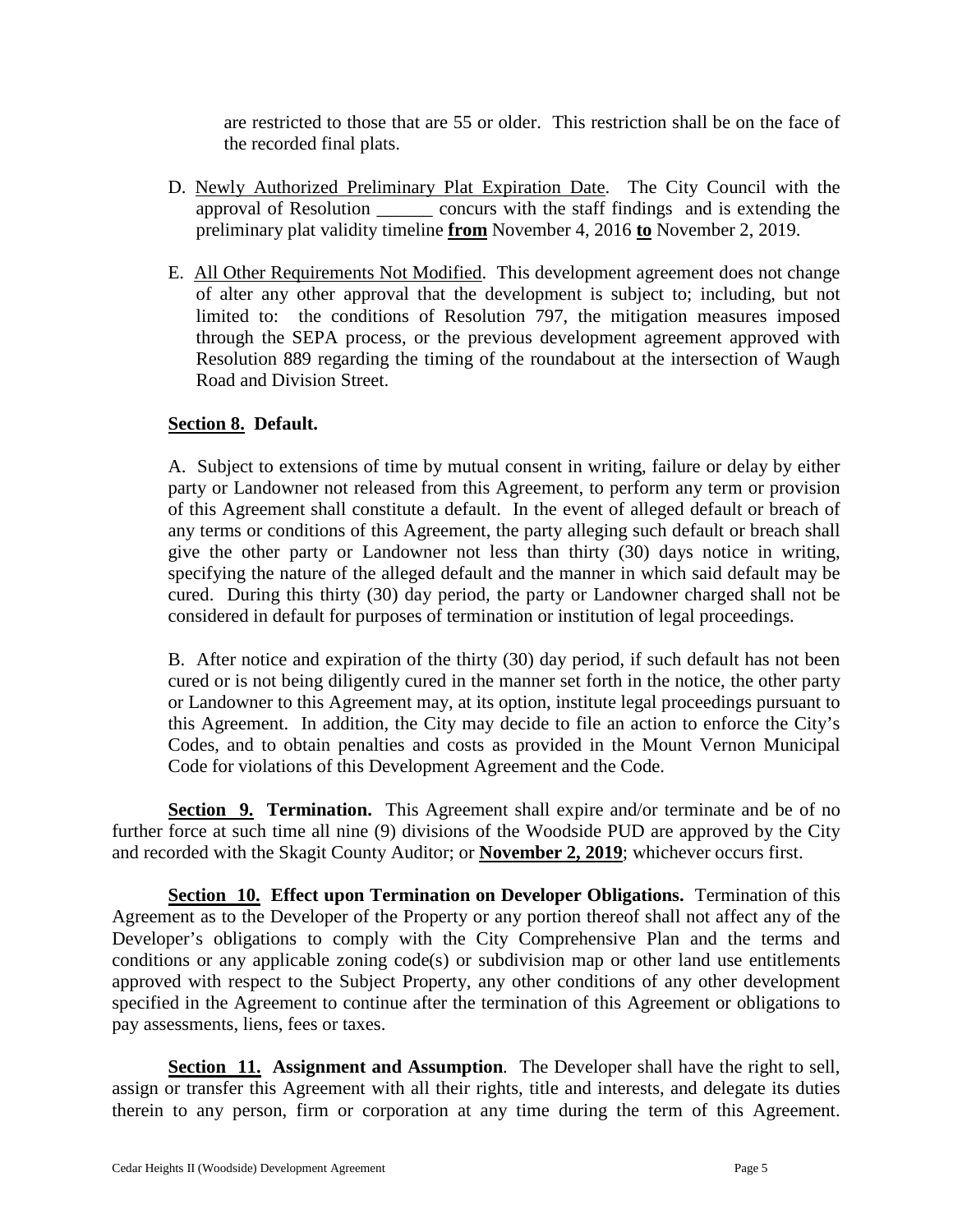are restricted to those that are 55 or older. This restriction shall be on the face of the recorded final plats.

D. Newly Authorized Preliminary Plat Expiration Date. The City Council with the approval of Resolution ______ concurs with the staff findings and is extending the preliminary plat validity timeline **from** November 4, 2016 **to** November 2, 2019.

E. All Other Requirements Not Modified. This development agreement does not change of alter any other approval that the development is subject to; including, but not limited to: the conditions of Resolution 797, the mitigation measures imposed through the SEPA process, or the previous development agreement approved with Resolution 889 regarding the timing of the roundabout at the intersection of Waugh Road and Division Street.

**Section 8. Default.**

A. Subject to extensions of time by mutual consent in writing, failure or delay by either party or Landowner not released from this Agreement, to perform any term or provision of this Agreement shall constitute a default. In the event of alleged default or breach of any terms or conditions of this Agreement, the party alleging such default or breach shall give the other party or Landowner not less than thirty (30) days notice in writing, specifying the nature of the alleged default and the manner in which said default may be cured. During this thirty (30) day period, the party or Landowner charged shall not be considered in default for purposes of termination or institution of legal proceedings.

B. After notice and expiration of the thirty (30) day period, if such default has not been cured or is not being diligently cured in the manner set forth in the notice, the other party or Landowner to this Agreement may, at its option, institute legal proceedings pursuant to this Agreement. In addition, the City may decide to file an action to enforce the City's Codes, and to obtain penalties and costs as provided in the Mount Vernon Municipal Code for violations of this Development Agreement and the Code.

**Section 9. Termination.** This Agreement shall expire and/or terminate and be of no further force at such time all nine (9) divisions of the Woodside PUD are approved by the City and recorded with the Skagit County Auditor; or **November 2, 2019**; whichever occurs first.

**Section 10. Effect upon Termination on Developer Obligations.** Termination of this Agreement as to the Developer of the Property or any portion thereof shall not affect any of the Developer's obligations to comply with the City Comprehensive Plan and the terms and conditions or any applicable zoning code(s) or subdivision map or other land use entitlements approved with respect to the Subject Property, any other conditions of any other development specified in the Agreement to continue after the termination of this Agreement or obligations to pay assessments, liens, fees or taxes.

**Section 11. Assignment and Assumption**. The Developer shall have the right to sell, assign or transfer this Agreement with all their rights, title and interests, and delegate its duties therein to any person, firm or corporation at any time during the term of this Agreement.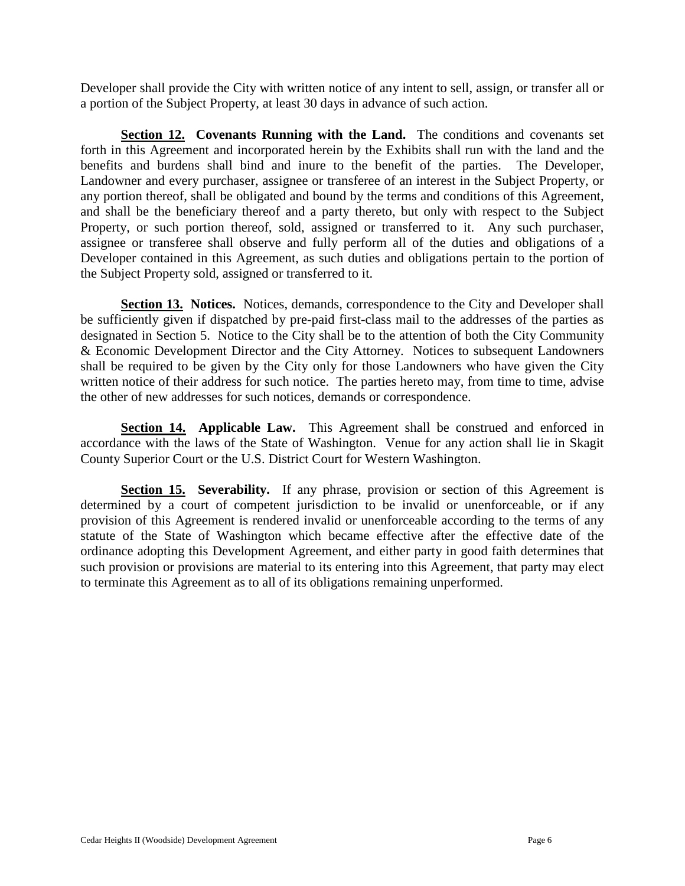Developer shall provide the City with written notice of any intent to sell, assign, or transfer all or a portion of the Subject Property, at least 30 days in advance of such action.

**Section 12. Covenants Running with the Land.** The conditions and covenants set forth in this Agreement and incorporated herein by the Exhibits shall run with the land and the benefits and burdens shall bind and inure to the benefit of the parties. The Developer, Landowner and every purchaser, assignee or transferee of an interest in the Subject Property, or any portion thereof, shall be obligated and bound by the terms and conditions of this Agreement, and shall be the beneficiary thereof and a party thereto, but only with respect to the Subject Property, or such portion thereof, sold, assigned or transferred to it. Any such purchaser, assignee or transferee shall observe and fully perform all of the duties and obligations of a Developer contained in this Agreement, as such duties and obligations pertain to the portion of the Subject Property sold, assigned or transferred to it.

**Section 13. Notices.** Notices, demands, correspondence to the City and Developer shall be sufficiently given if dispatched by pre-paid first-class mail to the addresses of the parties as designated in Section 5. Notice to the City shall be to the attention of both the City Community & Economic Development Director and the City Attorney. Notices to subsequent Landowners shall be required to be given by the City only for those Landowners who have given the City written notice of their address for such notice. The parties hereto may, from time to time, advise the other of new addresses for such notices, demands or correspondence.

**Section 14. Applicable Law.** This Agreement shall be construed and enforced in accordance with the laws of the State of Washington. Venue for any action shall lie in Skagit County Superior Court or the U.S. District Court for Western Washington.

**Section 15. Severability.** If any phrase, provision or section of this Agreement is determined by a court of competent jurisdiction to be invalid or unenforceable, or if any provision of this Agreement is rendered invalid or unenforceable according to the terms of any statute of the State of Washington which became effective after the effective date of the ordinance adopting this Development Agreement, and either party in good faith determines that such provision or provisions are material to its entering into this Agreement, that party may elect to terminate this Agreement as to all of its obligations remaining unperformed.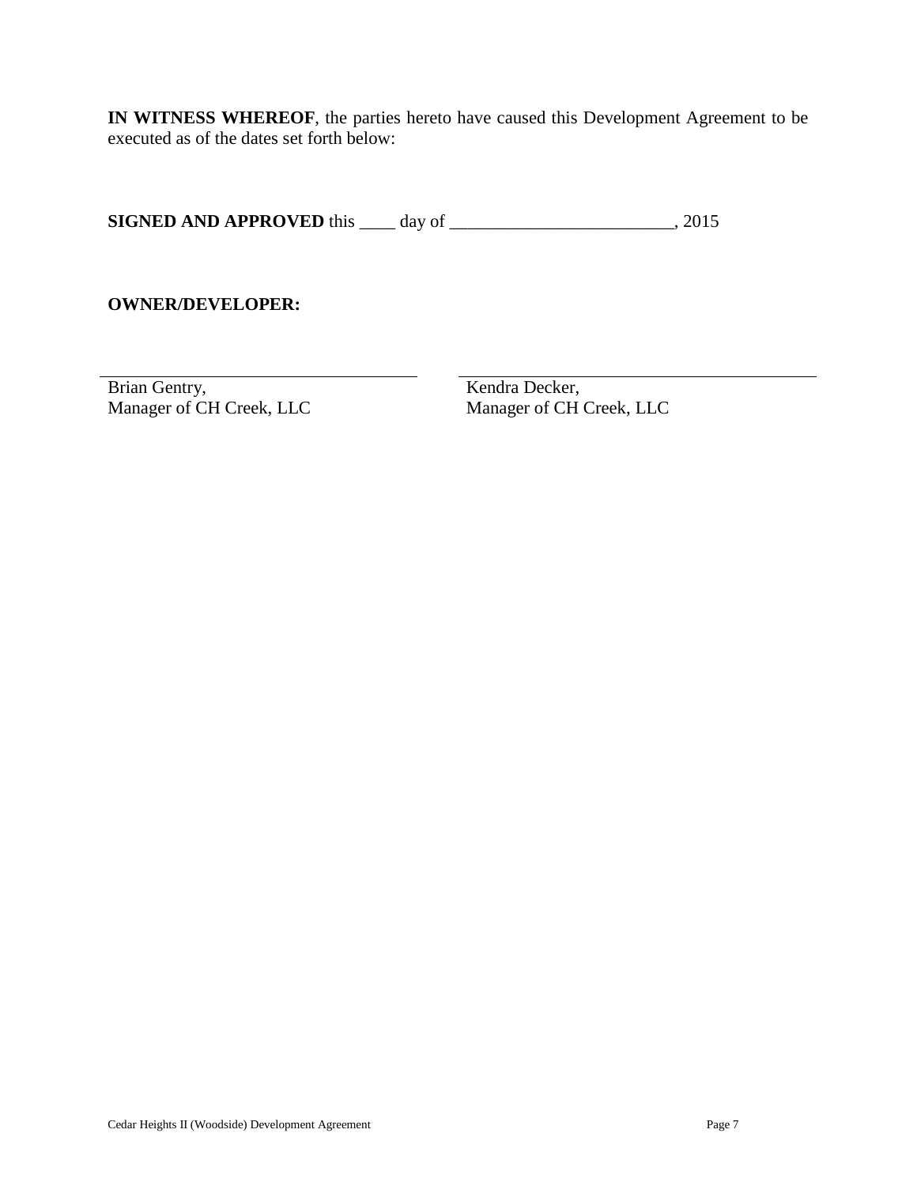**IN WITNESS WHEREOF**, the parties hereto have caused this Development Agreement to be executed as of the dates set forth below:

**SIGNED AND APPROVED** this ____ day of _________________________, 2015

**OWNER/DEVELOPER:**

| ______________________________ | ______________________________ |
|---|---|
| Brian Gentry, | Kendra Decker, |
| Manager of CH Creek, LLC | Manager of CH Creek, LLC |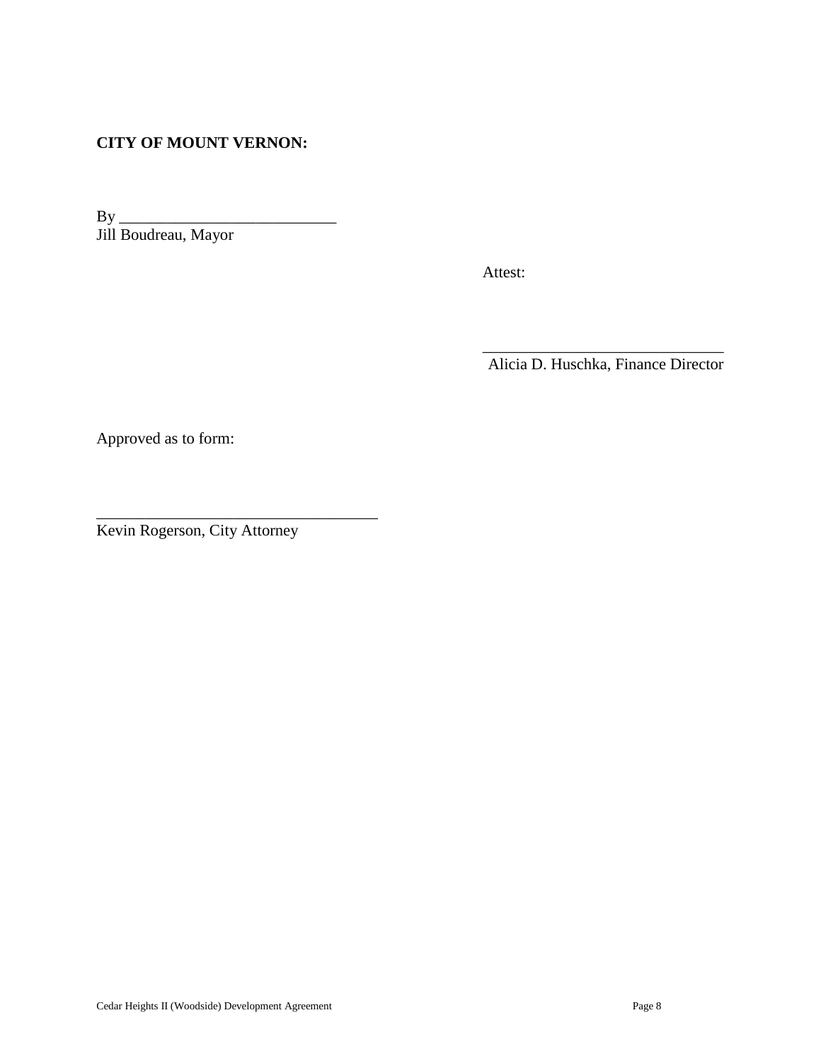**CITY OF MOUNT VERNON:**

By ___________________________
Jill Boudreau, Mayor

Attest:

______________________________
Alicia D. Huschka, Finance Director

Approved as to form:

___________________________________
Kevin Rogerson, City Attorney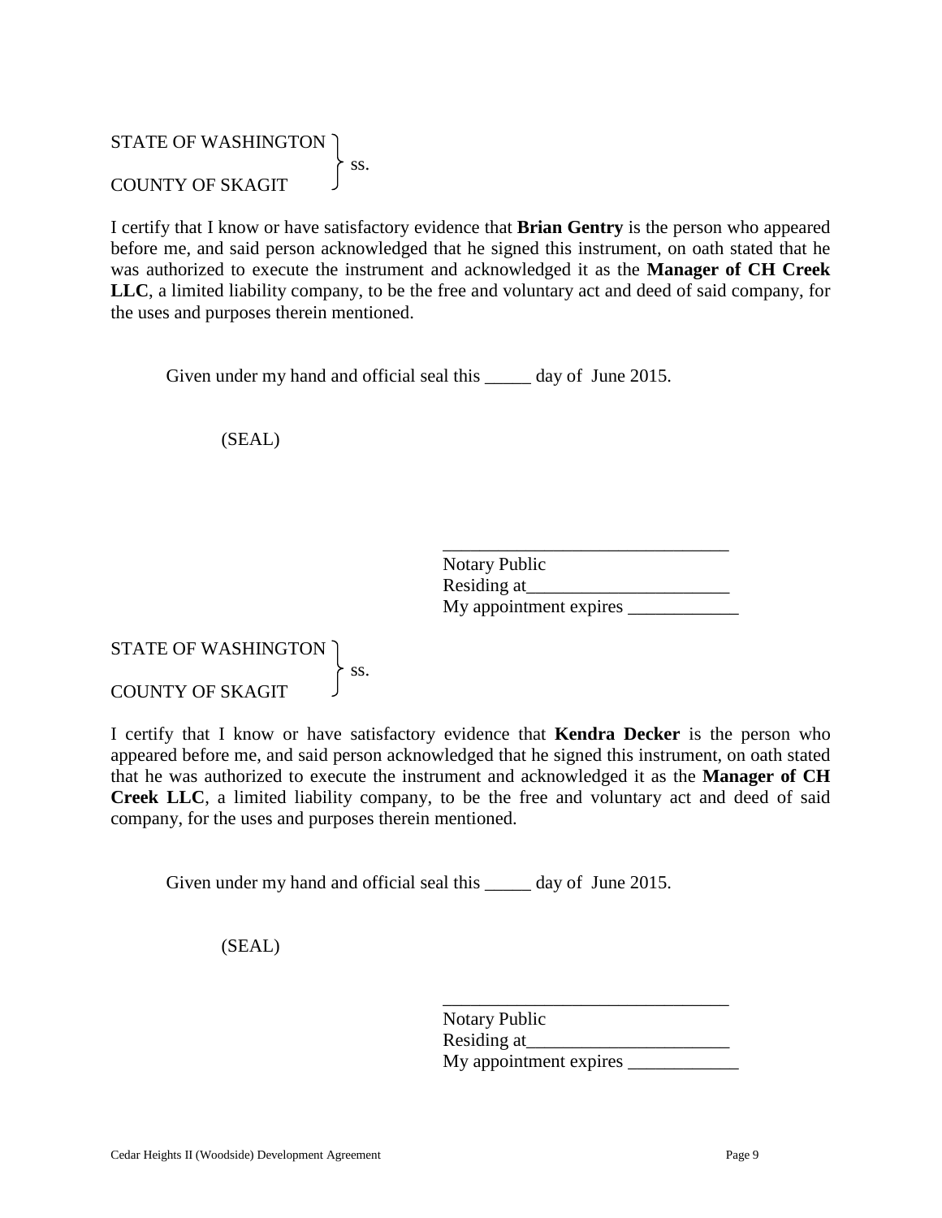STATE OF WASHINGTON }
} ss.
COUNTY OF SKAGIT }

I certify that I know or have satisfactory evidence that **Brian Gentry** is the person who appeared before me, and said person acknowledged that he signed this instrument, on oath stated that he was authorized to execute the instrument and acknowledged it as the **Manager of CH Creek LLC**, a limited liability company, to be the free and voluntary act and deed of said company, for the uses and purposes therein mentioned.

Given under my hand and official seal this _____ day of June 2015.

(SEAL)

_______________________________
Notary Public
Residing at______________________
My appointment expires ____________

STATE OF WASHINGTON }
} ss.
COUNTY OF SKAGIT }

I certify that I know or have satisfactory evidence that **Kendra Decker** is the person who appeared before me, and said person acknowledged that he signed this instrument, on oath stated that he was authorized to execute the instrument and acknowledged it as the **Manager of CH Creek LLC**, a limited liability company, to be the free and voluntary act and deed of said company, for the uses and purposes therein mentioned.

Given under my hand and official seal this _____ day of June 2015.

(SEAL)

_______________________________
Notary Public
Residing at______________________
My appointment expires ____________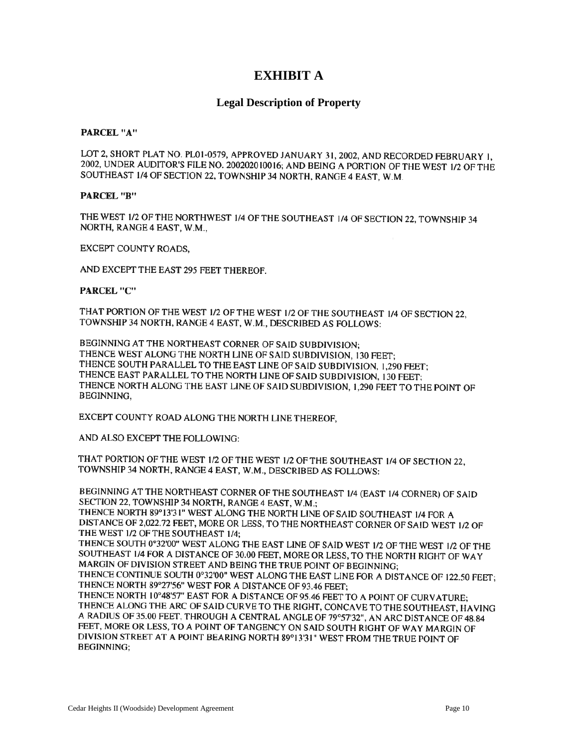# EXHIBIT A

## Legal Description of Property

**PARCEL "A"**

LOT 2, SHORT PLAT NO. PL01-0579, APPROVED JANUARY 31, 2002, AND RECORDED FEBRUARY 1, 2002, UNDER AUDITOR'S FILE NO. 200202010016; AND BEING A PORTION OF THE WEST 1/2 OF THE SOUTHEAST 1/4 OF SECTION 22, TOWNSHIP 34 NORTH, RANGE 4 EAST, W.M.

**PARCEL "B"**

THE WEST 1/2 OF THE NORTHWEST 1/4 OF THE SOUTHEAST 1/4 OF SECTION 22, TOWNSHIP 34 NORTH, RANGE 4 EAST, W.M.,

EXCEPT COUNTY ROADS,

AND EXCEPT THE EAST 295 FEET THEREOF.

**PARCEL "C"**

THAT PORTION OF THE WEST 1/2 OF THE WEST 1/2 OF THE SOUTHEAST 1/4 OF SECTION 22, TOWNSHIP 34 NORTH, RANGE 4 EAST, W.M., DESCRIBED AS FOLLOWS:

BEGINNING AT THE NORTHEAST CORNER OF SAID SUBDIVISION;
THENCE WEST ALONG THE NORTH LINE OF SAID SUBDIVISION, 130 FEET;
THENCE SOUTH PARALLEL TO THE EAST LINE OF SAID SUBDIVISION, 1,290 FEET;
THENCE EAST PARALLEL TO THE NORTH LINE OF SAID SUBDIVISION, 130 FEET;
THENCE NORTH ALONG THE EAST LINE OF SAID SUBDIVISION, 1,290 FEET TO THE POINT OF BEGINNING,

EXCEPT COUNTY ROAD ALONG THE NORTH LINE THEREOF,

AND ALSO EXCEPT THE FOLLOWING:

THAT PORTION OF THE WEST 1/2 OF THE WEST 1/2 OF THE SOUTHEAST 1/4 OF SECTION 22, TOWNSHIP 34 NORTH, RANGE 4 EAST, W.M., DESCRIBED AS FOLLOWS:

BEGINNING AT THE NORTHEAST CORNER OF THE SOUTHEAST 1/4 (EAST 1/4 CORNER) OF SAID SECTION 22, TOWNSHIP 34 NORTH, RANGE 4 EAST, W.M.;
THENCE NORTH 89°13'31" WEST ALONG THE NORTH LINE OF SAID SOUTHEAST 1/4 FOR A DISTANCE OF 2,022.72 FEET, MORE OR LESS, TO THE NORTHEAST CORNER OF SAID WEST 1/2 OF THE WEST 1/2 OF THE SOUTHEAST 1/4;
THENCE SOUTH 0°32'00" WEST ALONG THE EAST LINE OF SAID WEST 1/2 OF THE WEST 1/2 OF THE SOUTHEAST 1/4 FOR A DISTANCE OF 30.00 FEET, MORE OR LESS, TO THE NORTH RIGHT OF WAY MARGIN OF DIVISION STREET AND BEING THE TRUE POINT OF BEGINNING;
THENCE CONTINUE SOUTH 0°32'00" WEST ALONG THE EAST LINE FOR A DISTANCE OF 122.50 FEET;
THENCE NORTH 89°27'56" WEST FOR A DISTANCE OF 93.46 FEET;
THENCE NORTH 10°48'57" EAST FOR A DISTANCE OF 95.46 FEET TO A POINT OF CURVATURE;
THENCE ALONG THE ARC OF SAID CURVE TO THE RIGHT, CONCAVE TO THE SOUTHEAST, HAVING A RADIUS OF 35.00 FEET, THROUGH A CENTRAL ANGLE OF 79°57'32", AN ARC DISTANCE OF 48.84 FEET, MORE OR LESS, TO A POINT OF TANGENCY ON SAID SOUTH RIGHT OF WAY MARGIN OF DIVISION STREET AT A POINT BEARING NORTH 89°13'31" WEST FROM THE TRUE POINT OF BEGINNING;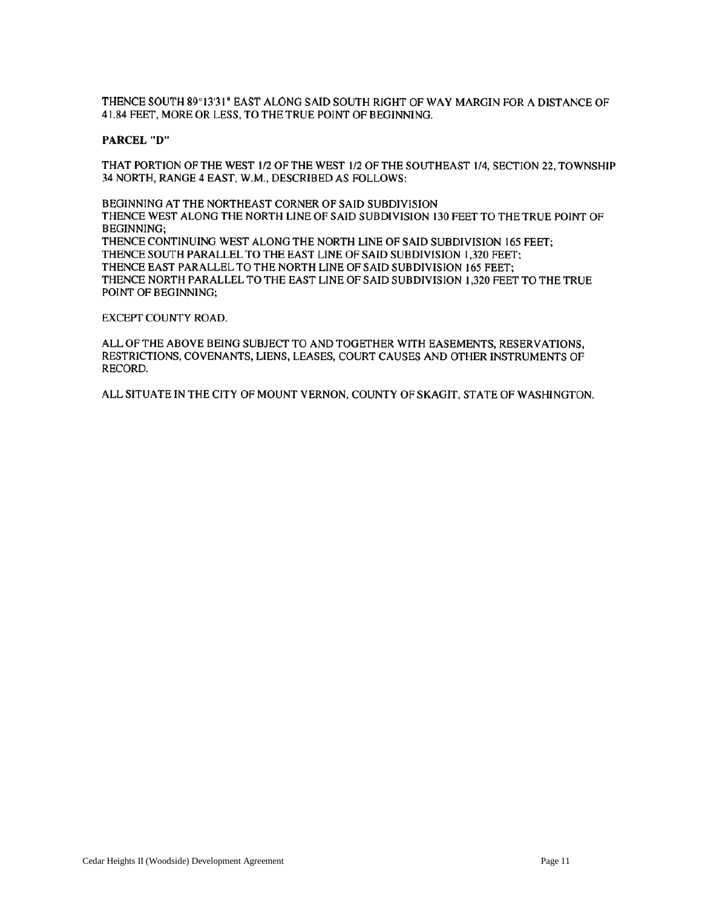THENCE SOUTH 89°13'31" EAST ALONG SAID SOUTH RIGHT OF WAY MARGIN FOR A DISTANCE OF 41.84 FEET, MORE OR LESS, TO THE TRUE POINT OF BEGINNING.

**PARCEL "D"**

THAT PORTION OF THE WEST 1/2 OF THE WEST 1/2 OF THE SOUTHEAST 1/4, SECTION 22, TOWNSHIP 34 NORTH, RANGE 4 EAST, W.M., DESCRIBED AS FOLLOWS:

BEGINNING AT THE NORTHEAST CORNER OF SAID SUBDIVISION
THENCE WEST ALONG THE NORTH LINE OF SAID SUBDIVISION 130 FEET TO THE TRUE POINT OF BEGINNING;
THENCE CONTINUING WEST ALONG THE NORTH LINE OF SAID SUBDIVISION 165 FEET;
THENCE SOUTH PARALLEL TO THE EAST LINE OF SAID SUBDIVISION 1,320 FEET;
THENCE EAST PARALLEL TO THE NORTH LINE OF SAID SUBDIVISION 165 FEET;
THENCE NORTH PARALLEL TO THE EAST LINE OF SAID SUBDIVISION 1,320 FEET TO THE TRUE POINT OF BEGINNING;

EXCEPT COUNTY ROAD.

ALL OF THE ABOVE BEING SUBJECT TO AND TOGETHER WITH EASEMENTS, RESERVATIONS, RESTRICTIONS, COVENANTS, LIENS, LEASES, COURT CAUSES AND OTHER INSTRUMENTS OF RECORD.

ALL SITUATE IN THE CITY OF MOUNT VERNON, COUNTY OF SKAGIT, STATE OF WASHINGTON.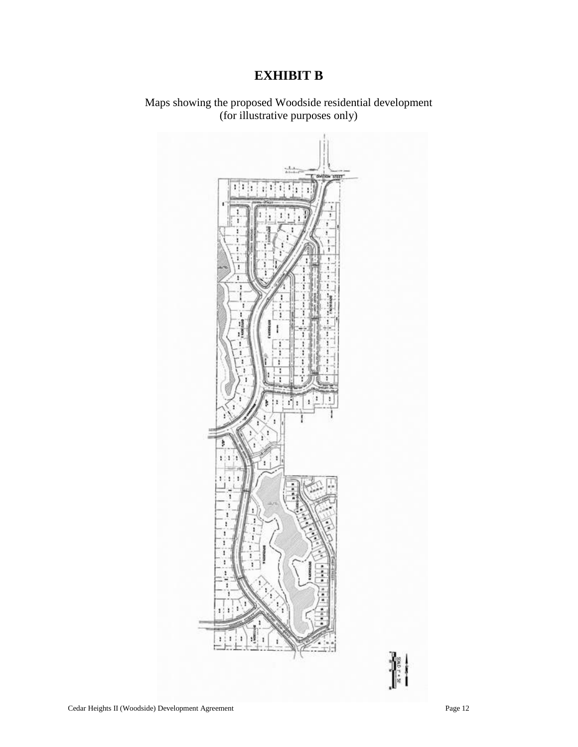# EXHIBIT B

Maps showing the proposed Woodside residential development
(for illustrative purposes only)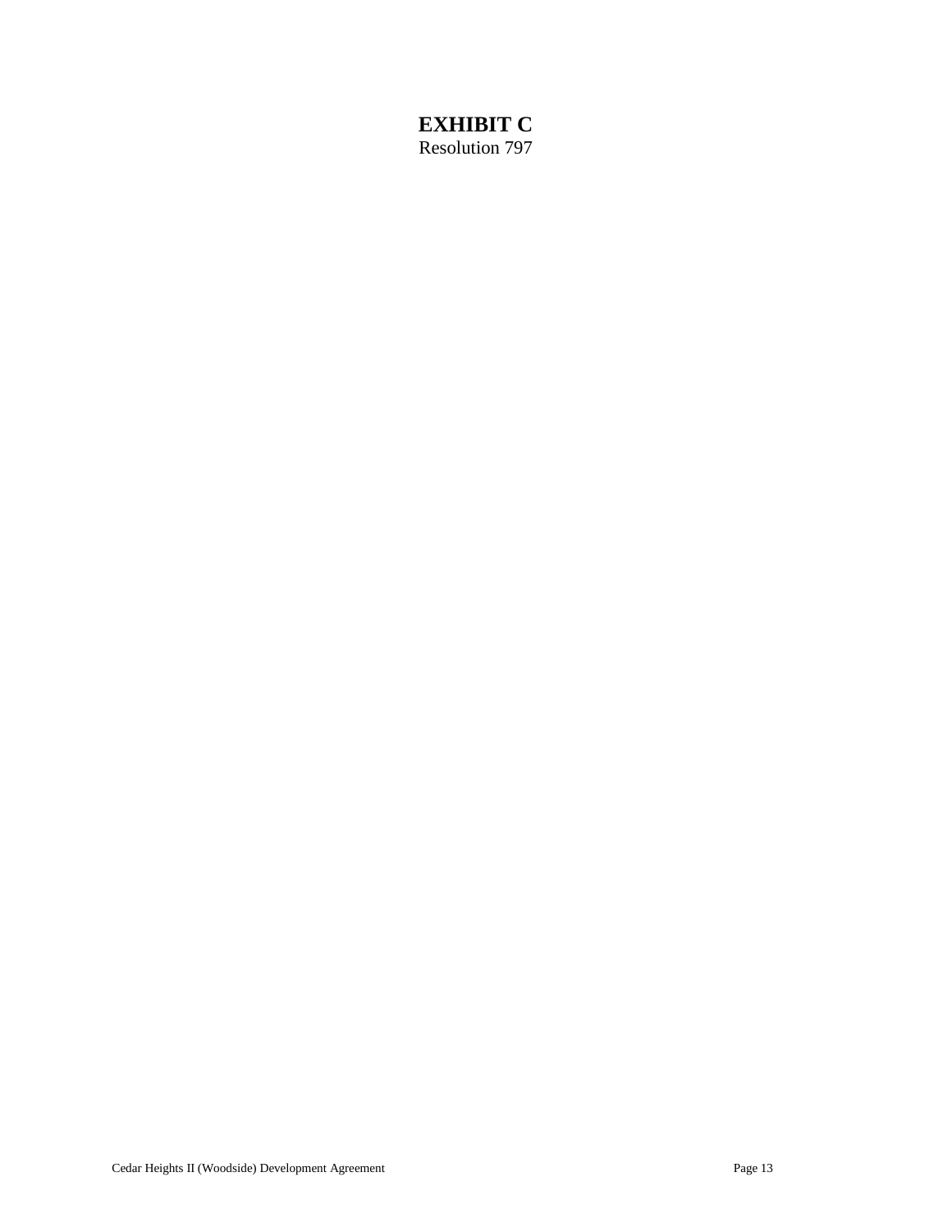# EXHIBIT C

Resolution 797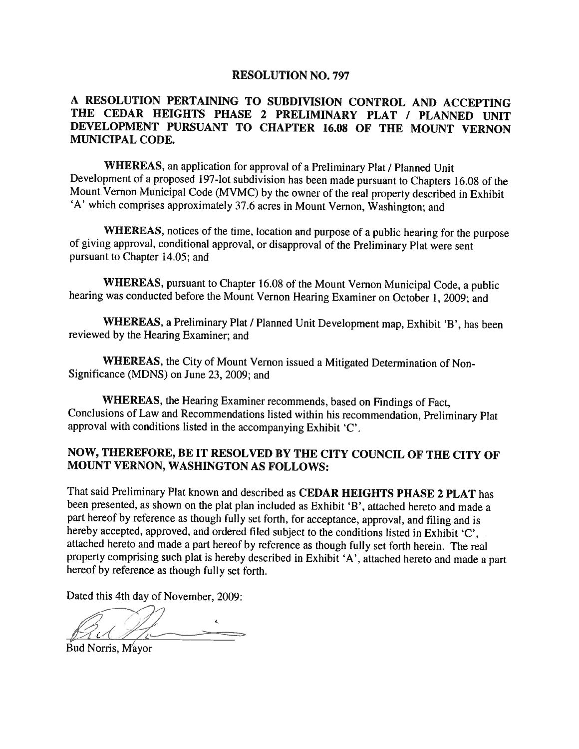# RESOLUTION NO. 797

## A RESOLUTION PERTAINING TO SUBDIVISION CONTROL AND ACCEPTING THE CEDAR HEIGHTS PHASE 2 PRELIMINARY PLAT / PLANNED UNIT DEVELOPMENT PURSUANT TO CHAPTER 16.08 OF THE MOUNT VERNON MUNICIPAL CODE.

**WHEREAS**, an application for approval of a Preliminary Plat / Planned Unit Development of a proposed 197-lot subdivision has been made pursuant to Chapters 16.08 of the Mount Vernon Municipal Code (MVMC) by the owner of the real property described in Exhibit 'A' which comprises approximately 37.6 acres in Mount Vernon, Washington; and

**WHEREAS**, notices of the time, location and purpose of a public hearing for the purpose of giving approval, conditional approval, or disapproval of the Preliminary Plat were sent pursuant to Chapter 14.05; and

**WHEREAS**, pursuant to Chapter 16.08 of the Mount Vernon Municipal Code, a public hearing was conducted before the Mount Vernon Hearing Examiner on October 1, 2009; and

**WHEREAS**, a Preliminary Plat / Planned Unit Development map, Exhibit 'B', has been reviewed by the Hearing Examiner; and

**WHEREAS**, the City of Mount Vernon issued a Mitigated Determination of Non-Significance (MDNS) on June 23, 2009; and

**WHEREAS**, the Hearing Examiner recommends, based on Findings of Fact, Conclusions of Law and Recommendations listed within his recommendation, Preliminary Plat approval with conditions listed in the accompanying Exhibit 'C'.

## NOW, THEREFORE, BE IT RESOLVED BY THE CITY COUNCIL OF THE CITY OF MOUNT VERNON, WASHINGTON AS FOLLOWS:

That said Preliminary Plat known and described as **CEDAR HEIGHTS PHASE 2 PLAT** has been presented, as shown on the plat plan included as Exhibit 'B', attached hereto and made a part hereof by reference as though fully set forth, for acceptance, approval, and filing and is hereby accepted, approved, and ordered filed subject to the conditions listed in Exhibit 'C', attached hereto and made a part hereof by reference as though fully set forth herein. The real property comprising such plat is hereby described in Exhibit 'A', attached hereto and made a part hereof by reference as though fully set forth.

Dated this 4th day of November, 2009:

Bud Norris, Mayor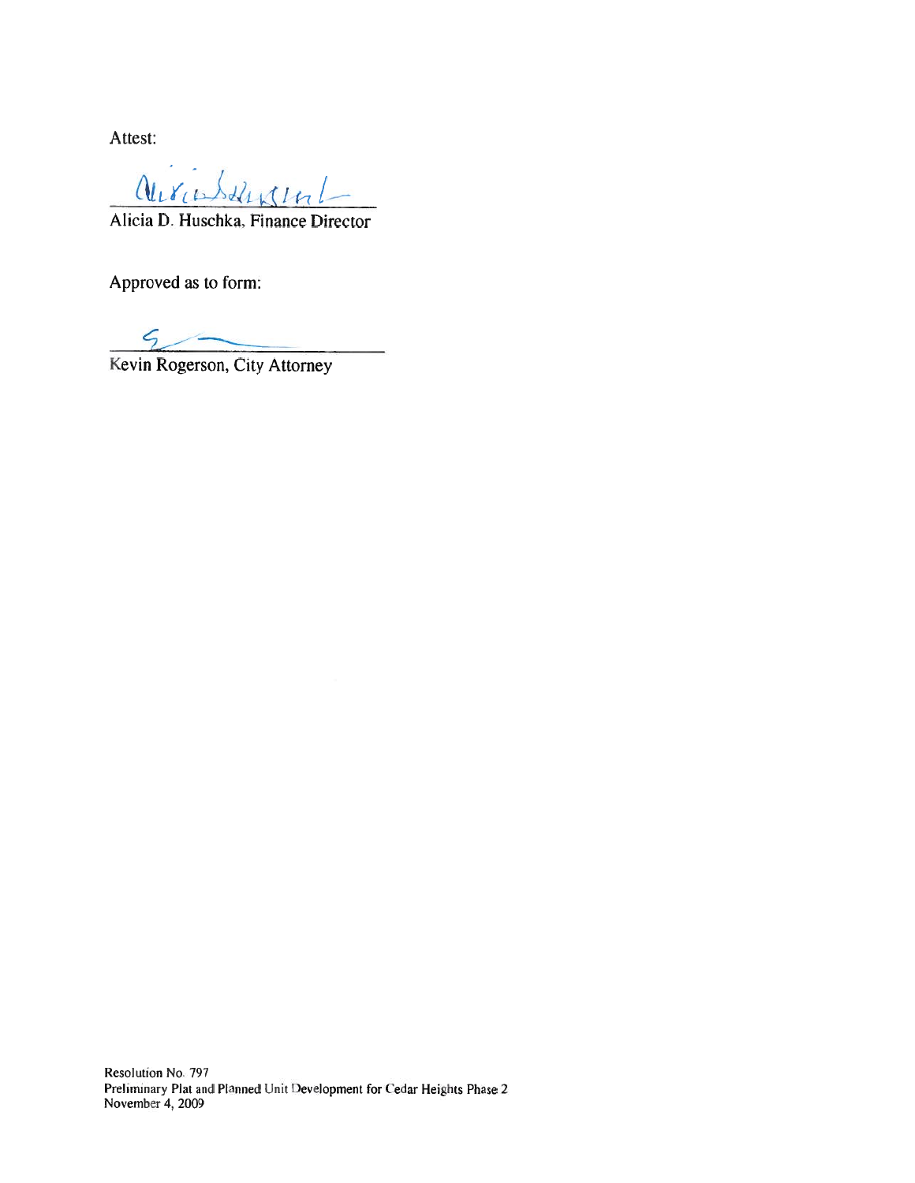Attest:

Alicia D. Huschka, Finance Director

Approved as to form:

Kevin Rogerson, City Attorney

Resolution No. 797
Preliminary Plat and Planned Unit Development for Cedar Heights Phase 2
November 4, 2009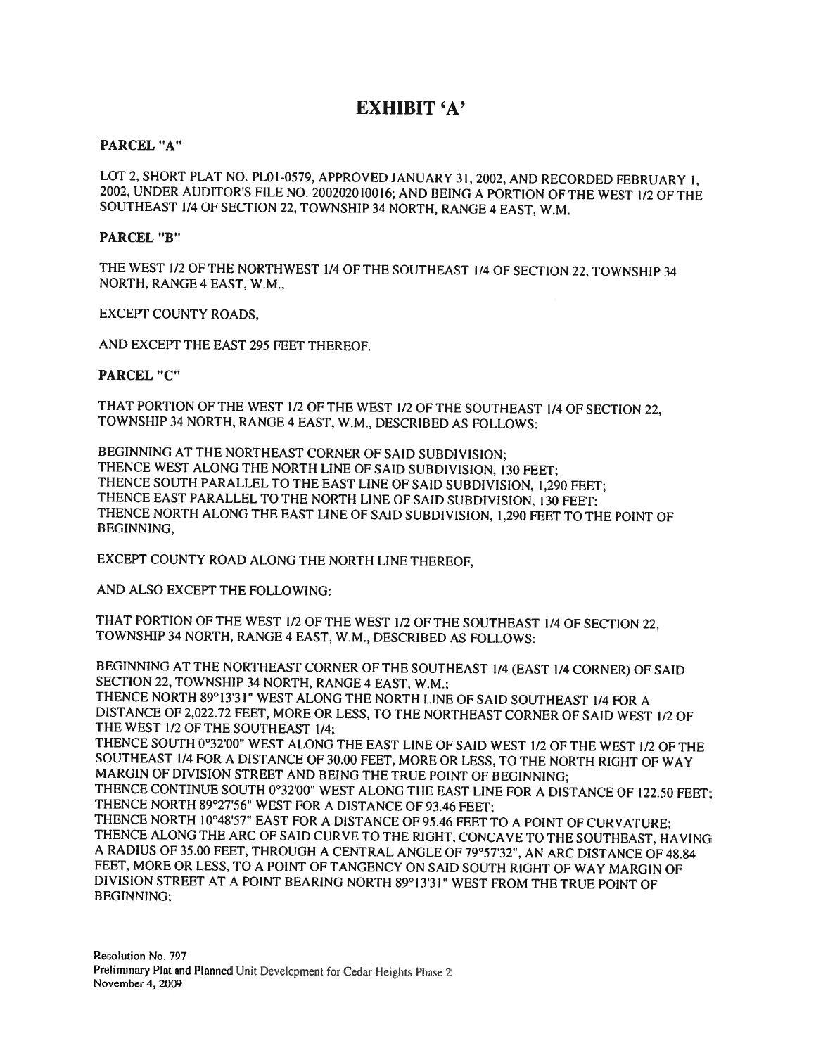# EXHIBIT 'A'

**PARCEL "A"**

LOT 2, SHORT PLAT NO. PL01-0579, APPROVED JANUARY 31, 2002, AND RECORDED FEBRUARY 1, 2002, UNDER AUDITOR'S FILE NO. 200202010016; AND BEING A PORTION OF THE WEST 1/2 OF THE SOUTHEAST 1/4 OF SECTION 22, TOWNSHIP 34 NORTH, RANGE 4 EAST, W.M.

**PARCEL "B"**

THE WEST 1/2 OF THE NORTHWEST 1/4 OF THE SOUTHEAST 1/4 OF SECTION 22, TOWNSHIP 34 NORTH, RANGE 4 EAST, W.M.,

EXCEPT COUNTY ROADS,

AND EXCEPT THE EAST 295 FEET THEREOF.

**PARCEL "C"**

THAT PORTION OF THE WEST 1/2 OF THE WEST 1/2 OF THE SOUTHEAST 1/4 OF SECTION 22, TOWNSHIP 34 NORTH, RANGE 4 EAST, W.M., DESCRIBED AS FOLLOWS:

BEGINNING AT THE NORTHEAST CORNER OF SAID SUBDIVISION;
THENCE WEST ALONG THE NORTH LINE OF SAID SUBDIVISION, 130 FEET;
THENCE SOUTH PARALLEL TO THE EAST LINE OF SAID SUBDIVISION, 1,290 FEET;
THENCE EAST PARALLEL TO THE NORTH LINE OF SAID SUBDIVISION, 130 FEET;
THENCE NORTH ALONG THE EAST LINE OF SAID SUBDIVISION, 1,290 FEET TO THE POINT OF BEGINNING,

EXCEPT COUNTY ROAD ALONG THE NORTH LINE THEREOF,

AND ALSO EXCEPT THE FOLLOWING:

THAT PORTION OF THE WEST 1/2 OF THE WEST 1/2 OF THE SOUTHEAST 1/4 OF SECTION 22, TOWNSHIP 34 NORTH, RANGE 4 EAST, W.M., DESCRIBED AS FOLLOWS:

BEGINNING AT THE NORTHEAST CORNER OF THE SOUTHEAST 1/4 (EAST 1/4 CORNER) OF SAID SECTION 22, TOWNSHIP 34 NORTH, RANGE 4 EAST, W.M.;
THENCE NORTH 89°13'31" WEST ALONG THE NORTH LINE OF SAID SOUTHEAST 1/4 FOR A DISTANCE OF 2,022.72 FEET, MORE OR LESS, TO THE NORTHEAST CORNER OF SAID WEST 1/2 OF THE WEST 1/2 OF THE SOUTHEAST 1/4;
THENCE SOUTH 0°32'00" WEST ALONG THE EAST LINE OF SAID WEST 1/2 OF THE WEST 1/2 OF THE SOUTHEAST 1/4 FOR A DISTANCE OF 30.00 FEET, MORE OR LESS, TO THE NORTH RIGHT OF WAY MARGIN OF DIVISION STREET AND BEING THE TRUE POINT OF BEGINNING;
THENCE CONTINUE SOUTH 0°32'00" WEST ALONG THE EAST LINE FOR A DISTANCE OF 122.50 FEET;
THENCE NORTH 89°27'56" WEST FOR A DISTANCE OF 93.46 FEET;
THENCE NORTH 10°48'57" EAST FOR A DISTANCE OF 95.46 FEET TO A POINT OF CURVATURE;
THENCE ALONG THE ARC OF SAID CURVE TO THE RIGHT, CONCAVE TO THE SOUTHEAST, HAVING A RADIUS OF 35.00 FEET, THROUGH A CENTRAL ANGLE OF 79°57'32", AN ARC DISTANCE OF 48.84 FEET, MORE OR LESS, TO A POINT OF TANGENCY ON SAID SOUTH RIGHT OF WAY MARGIN OF DIVISION STREET AT A POINT BEARING NORTH 89°13'31" WEST FROM THE TRUE POINT OF BEGINNING;

Resolution No. 797
Preliminary Plat and Planned Unit Development for Cedar Heights Phase 2
November 4, 2009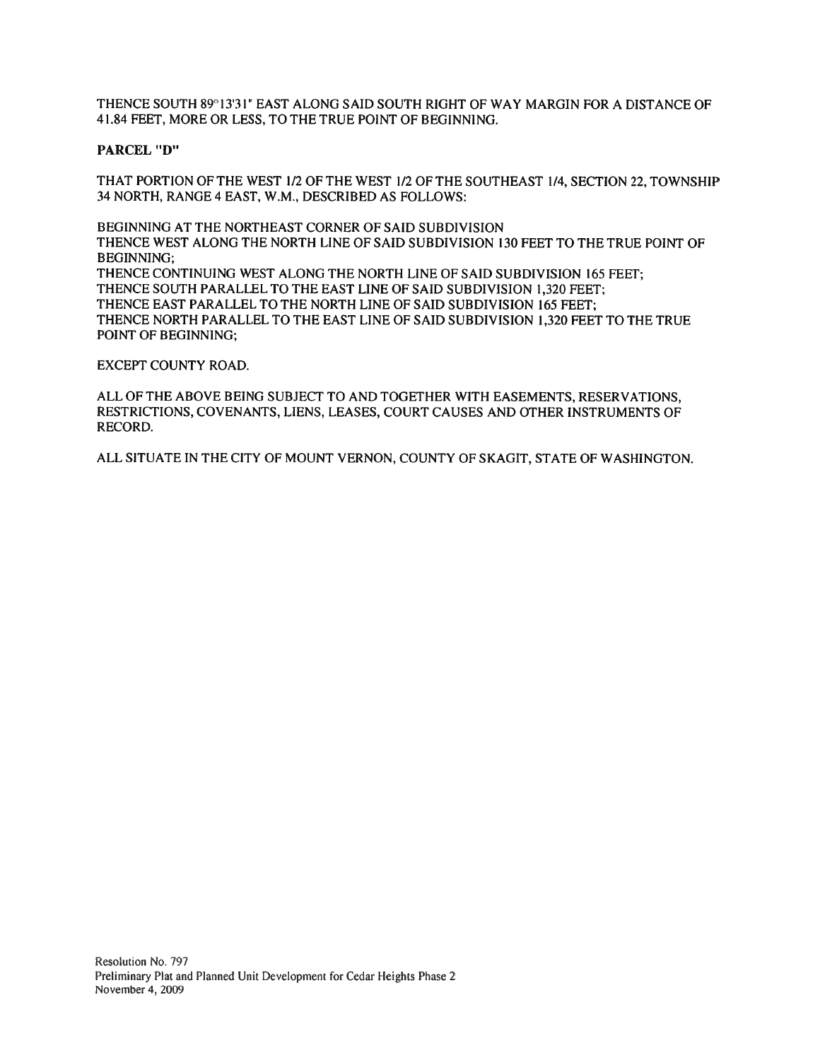THENCE SOUTH 89°13'31" EAST ALONG SAID SOUTH RIGHT OF WAY MARGIN FOR A DISTANCE OF 41.84 FEET, MORE OR LESS, TO THE TRUE POINT OF BEGINNING.

**PARCEL "D"**

THAT PORTION OF THE WEST 1/2 OF THE WEST 1/2 OF THE SOUTHEAST 1/4, SECTION 22, TOWNSHIP 34 NORTH, RANGE 4 EAST, W.M., DESCRIBED AS FOLLOWS:

BEGINNING AT THE NORTHEAST CORNER OF SAID SUBDIVISION
THENCE WEST ALONG THE NORTH LINE OF SAID SUBDIVISION 130 FEET TO THE TRUE POINT OF BEGINNING;
THENCE CONTINUING WEST ALONG THE NORTH LINE OF SAID SUBDIVISION 165 FEET;
THENCE SOUTH PARALLEL TO THE EAST LINE OF SAID SUBDIVISION 1,320 FEET;
THENCE EAST PARALLEL TO THE NORTH LINE OF SAID SUBDIVISION 165 FEET;
THENCE NORTH PARALLEL TO THE EAST LINE OF SAID SUBDIVISION 1,320 FEET TO THE TRUE POINT OF BEGINNING;

EXCEPT COUNTY ROAD.

ALL OF THE ABOVE BEING SUBJECT TO AND TOGETHER WITH EASEMENTS, RESERVATIONS, RESTRICTIONS, COVENANTS, LIENS, LEASES, COURT CAUSES AND OTHER INSTRUMENTS OF RECORD.

ALL SITUATE IN THE CITY OF MOUNT VERNON, COUNTY OF SKAGIT, STATE OF WASHINGTON.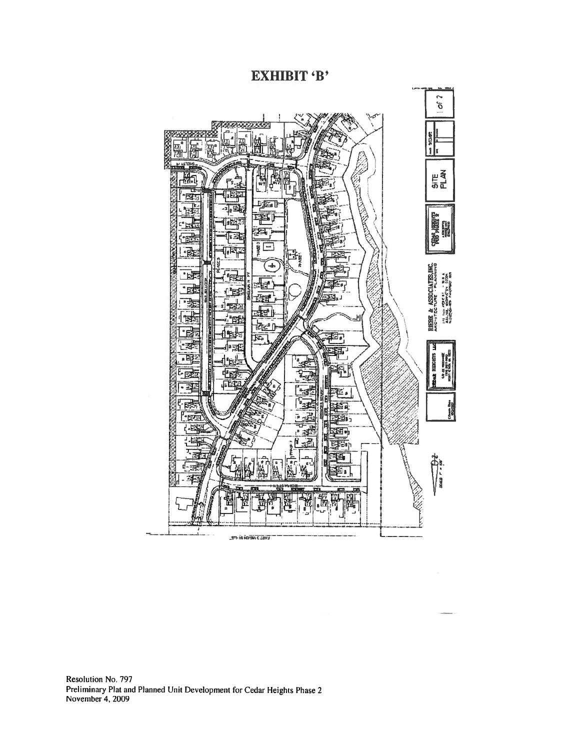# EXHIBIT 'B'

Resolution No. 797
Preliminary Plat and Planned Unit Development for Cedar Heights Phase 2
November 4, 2009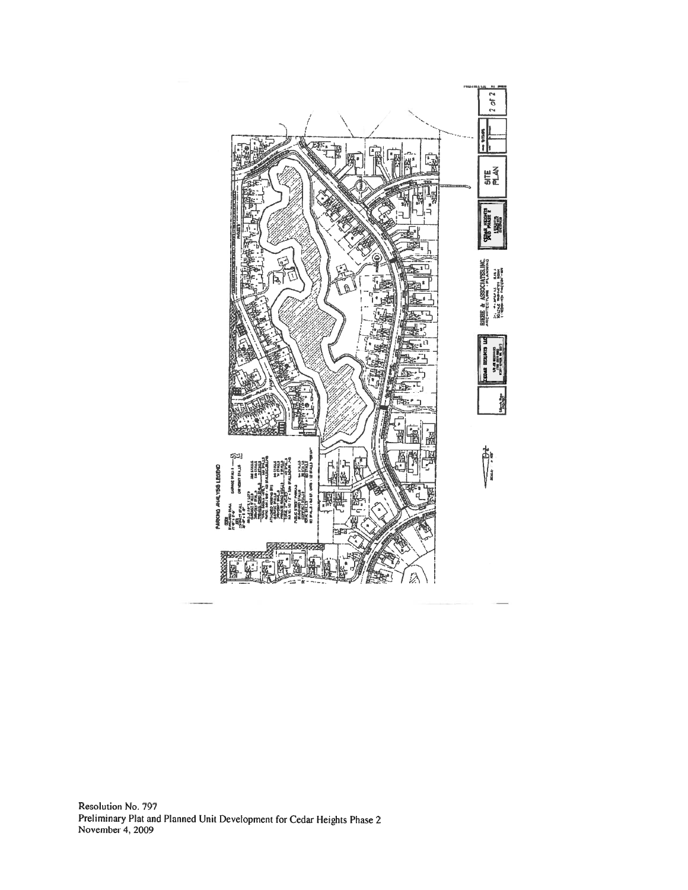Resolution No. 797
Preliminary Plat and Planned Unit Development for Cedar Heights Phase 2
November 4, 2009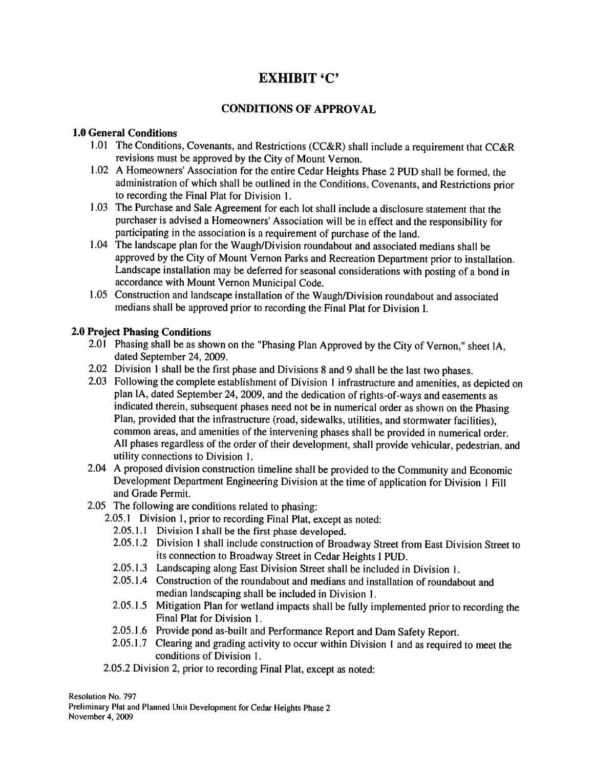# EXHIBIT 'C'

## CONDITIONS OF APPROVAL

### 1.0 General Conditions

1.01 The Conditions, Covenants, and Restrictions (CC&R) shall include a requirement that CC&R revisions must be approved by the City of Mount Vernon.

1.02 A Homeowners' Association for the entire Cedar Heights Phase 2 PUD shall be formed, the administration of which shall be outlined in the Conditions, Covenants, and Restrictions prior to recording the Final Plat for Division 1.

1.03 The Purchase and Sale Agreement for each lot shall include a disclosure statement that the purchaser is advised a Homeowners' Association will be in effect and the responsibility for participating in the association is a requirement of purchase of the land.

1.04 The landscape plan for the Waugh/Division roundabout and associated medians shall be approved by the City of Mount Vernon Parks and Recreation Department prior to installation. Landscape installation may be deferred for seasonal considerations with posting of a bond in accordance with Mount Vernon Municipal Code.

1.05 Construction and landscape installation of the Waugh/Division roundabout and associated medians shall be approved prior to recording the Final Plat for Division I.

### 2.0 Project Phasing Conditions

2.01 Phasing shall be as shown on the "Phasing Plan Approved by the City of Vernon," sheet lA, dated September 24, 2009.

2.02 Division 1 shall be the first phase and Divisions 8 and 9 shall be the last two phases.

2.03 Following the complete establishment of Division 1 infrastructure and amenities, as depicted on plan lA, dated September 24, 2009, and the dedication of rights-of-ways and easements as indicated therein, subsequent phases need not be in numerical order as shown on the Phasing Plan, provided that the infrastructure (road, sidewalks, utilities, and stormwater facilities), common areas, and amenities of the intervening phases shall be provided in numerical order. All phases regardless of the order of their development, shall provide vehicular, pedestrian, and utility connections to Division 1.

2.04 A proposed division construction timeline shall be provided to the Community and Economic Development Department Engineering Division at the time of application for Division 1 Fill and Grade Permit.

2.05 The following are conditions related to phasing:

2.05.1 Division 1, prior to recording Final Plat, except as noted:

2.05.1.1 Division I shall be the first phase developed.

2.05.1.2 Division 1 shall include construction of Broadway Street from East Division Street to its connection to Broadway Street in Cedar Heights I PUD.

2.05.1.3 Landscaping along East Division Street shall be included in Division 1.

2.05.1.4 Construction of the roundabout and medians and installation of roundabout and median landscaping shall be included in Division 1.

2.05.1.5 Mitigation Plan for wetland impacts shall be fully implemented prior to recording the Final Plat for Division 1.

2.05.1.6 Provide pond as-built and Performance Report and Dam Safety Report.

2.05.1.7 Clearing and grading activity to occur within Division 1 and as required to meet the conditions of Division 1.

2.05.2 Division 2, prior to recording Final Plat, except as noted:

Resolution No. 797
Preliminary Plat and Planned Unit Development for Cedar Heights Phase 2
November 4, 2009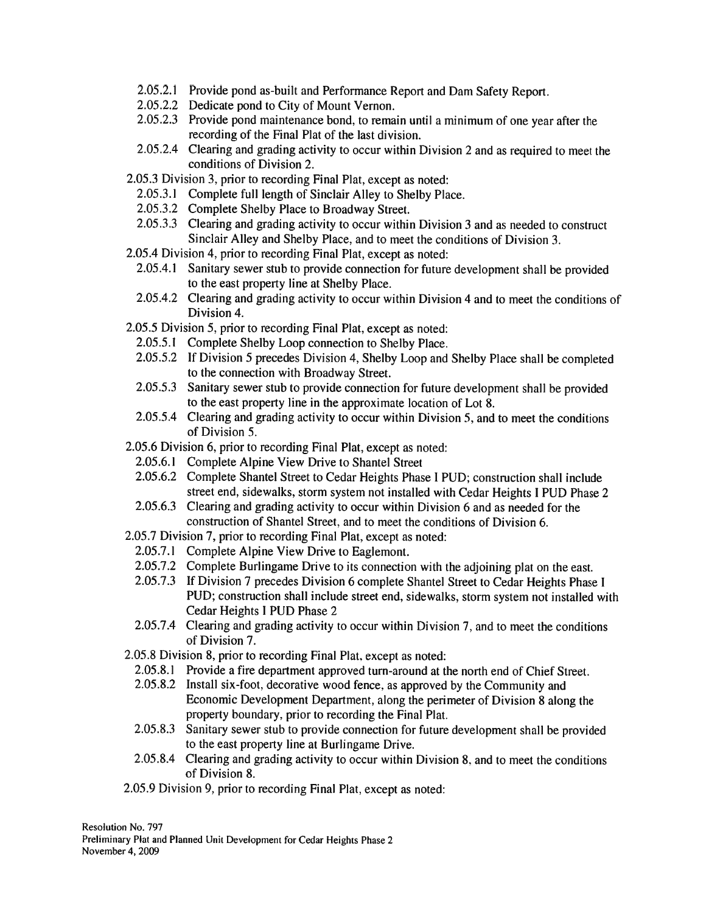- 2.05.2.1 Provide pond as-built and Performance Report and Dam Safety Report.
- 2.05.2.2 Dedicate pond to City of Mount Vernon.
- 2.05.2.3 Provide pond maintenance bond, to remain until a minimum of one year after the recording of the Final Plat of the last division.
- 2.05.2.4 Clearing and grading activity to occur within Division 2 and as required to meet the conditions of Division 2.

2.05.3 Division 3, prior to recording Final Plat, except as noted:

- 2.05.3.1 Complete full length of Sinclair Alley to Shelby Place.
- 2.05.3.2 Complete Shelby Place to Broadway Street.
- 2.05.3.3 Clearing and grading activity to occur within Division 3 and as needed to construct Sinclair Alley and Shelby Place, and to meet the conditions of Division 3.

2.05.4 Division 4, prior to recording Final Plat, except as noted:

- 2.05.4.1 Sanitary sewer stub to provide connection for future development shall be provided to the east property line at Shelby Place.
- 2.05.4.2 Clearing and grading activity to occur within Division 4 and to meet the conditions of Division 4.

2.05.5 Division 5, prior to recording Final Plat, except as noted:

- 2.05.5.1 Complete Shelby Loop connection to Shelby Place.
- 2.05.5.2 If Division 5 precedes Division 4, Shelby Loop and Shelby Place shall be completed to the connection with Broadway Street.
- 2.05.5.3 Sanitary sewer stub to provide connection for future development shall be provided to the east property line in the approximate location of Lot 8.
- 2.05.5.4 Clearing and grading activity to occur within Division 5, and to meet the conditions of Division 5.

2.05.6 Division 6, prior to recording Final Plat, except as noted:

- 2.05.6.1 Complete Alpine View Drive to Shantel Street
- 2.05.6.2 Complete Shantel Street to Cedar Heights Phase I PUD; construction shall include street end, sidewalks, storm system not installed with Cedar Heights I PUD Phase 2
- 2.05.6.3 Clearing and grading activity to occur within Division 6 and as needed for the construction of Shantel Street, and to meet the conditions of Division 6.

2.05.7 Division 7, prior to recording Final Plat, except as noted:

- 2.05.7.1 Complete Alpine View Drive to Eaglemont.
- 2.05.7.2 Complete Burlingame Drive to its connection with the adjoining plat on the east.
- 2.05.7.3 If Division 7 precedes Division 6 complete Shantel Street to Cedar Heights Phase I PUD; construction shall include street end, sidewalks, storm system not installed with Cedar Heights I PUD Phase 2
- 2.05.7.4 Clearing and grading activity to occur within Division 7, and to meet the conditions of Division 7.

2.05.8 Division 8, prior to recording Final Plat, except as noted:

- 2.05.8.1 Provide a fire department approved turn-around at the north end of Chief Street.
- 2.05.8.2 Install six-foot, decorative wood fence, as approved by the Community and Economic Development Department, along the perimeter of Division 8 along the property boundary, prior to recording the Final Plat.
- 2.05.8.3 Sanitary sewer stub to provide connection for future development shall be provided to the east property line at Burlingame Drive.
- 2.05.8.4 Clearing and grading activity to occur within Division 8, and to meet the conditions of Division 8.

2.05.9 Division 9, prior to recording Final Plat, except as noted: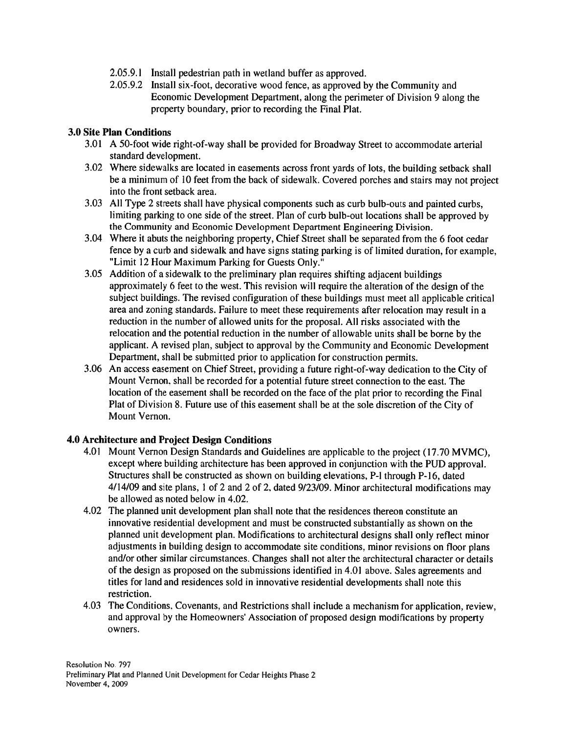2.05.9.1 Install pedestrian path in wetland buffer as approved.

2.05.9.2 Install six-foot, decorative wood fence, as approved by the Community and Economic Development Department, along the perimeter of Division 9 along the property boundary, prior to recording the Final Plat.

**3.0 Site Plan Conditions**

3.01 A 50-foot wide right-of-way shall be provided for Broadway Street to accommodate arterial standard development.

3.02 Where sidewalks are located in easements across front yards of lots, the building setback shall be a minimum of 10 feet from the back of sidewalk. Covered porches and stairs may not project into the front setback area.

3.03 All Type 2 streets shall have physical components such as curb bulb-outs and painted curbs, limiting parking to one side of the street. Plan of curb bulb-out locations shall be approved by the Community and Economic Development Department Engineering Division.

3.04 Where it abuts the neighboring property, Chief Street shall be separated from the 6 foot cedar fence by a curb and sidewalk and have signs stating parking is of limited duration, for example, "Limit 12 Hour Maximum Parking for Guests Only."

3.05 Addition of a sidewalk to the preliminary plan requires shifting adjacent buildings approximately 6 feet to the west. This revision will require the alteration of the design of the subject buildings. The revised configuration of these buildings must meet all applicable critical area and zoning standards. Failure to meet these requirements after relocation may result in a reduction in the number of allowed units for the proposal. All risks associated with the relocation and the potential reduction in the number of allowable units shall be borne by the applicant. A revised plan, subject to approval by the Community and Economic Development Department, shall be submitted prior to application for construction permits.

3.06 An access easement on Chief Street, providing a future right-of-way dedication to the City of Mount Vernon, shall be recorded for a potential future street connection to the east. The location of the easement shall be recorded on the face of the plat prior to recording the Final Plat of Division 8. Future use of this easement shall be at the sole discretion of the City of Mount Vernon.

**4.0 Architecture and Project Design Conditions**

4.01 Mount Vernon Design Standards and Guidelines are applicable to the project (17.70 MVMC), except where building architecture has been approved in conjunction with the PUD approval. Structures shall be constructed as shown on building elevations, P-1 through P-16, dated 4/14/09 and site plans, 1 of 2 and 2 of 2, dated 9/23/09. Minor architectural modifications may be allowed as noted below in 4.02.

4.02 The planned unit development plan shall note that the residences thereon constitute an innovative residential development and must be constructed substantially as shown on the planned unit development plan. Modifications to architectural designs shall only reflect minor adjustments in building design to accommodate site conditions, minor revisions on floor plans and/or other similar circumstances. Changes shall not alter the architectural character or details of the design as proposed on the submissions identified in 4.01 above. Sales agreements and titles for land and residences sold in innovative residential developments shall note this restriction.

4.03 The Conditions, Covenants, and Restrictions shall include a mechanism for application, review, and approval by the Homeowners' Association of proposed design modifications by property owners.

Resolution No. 797
Preliminary Plat and Planned Unit Development for Cedar Heights Phase 2
November 4, 2009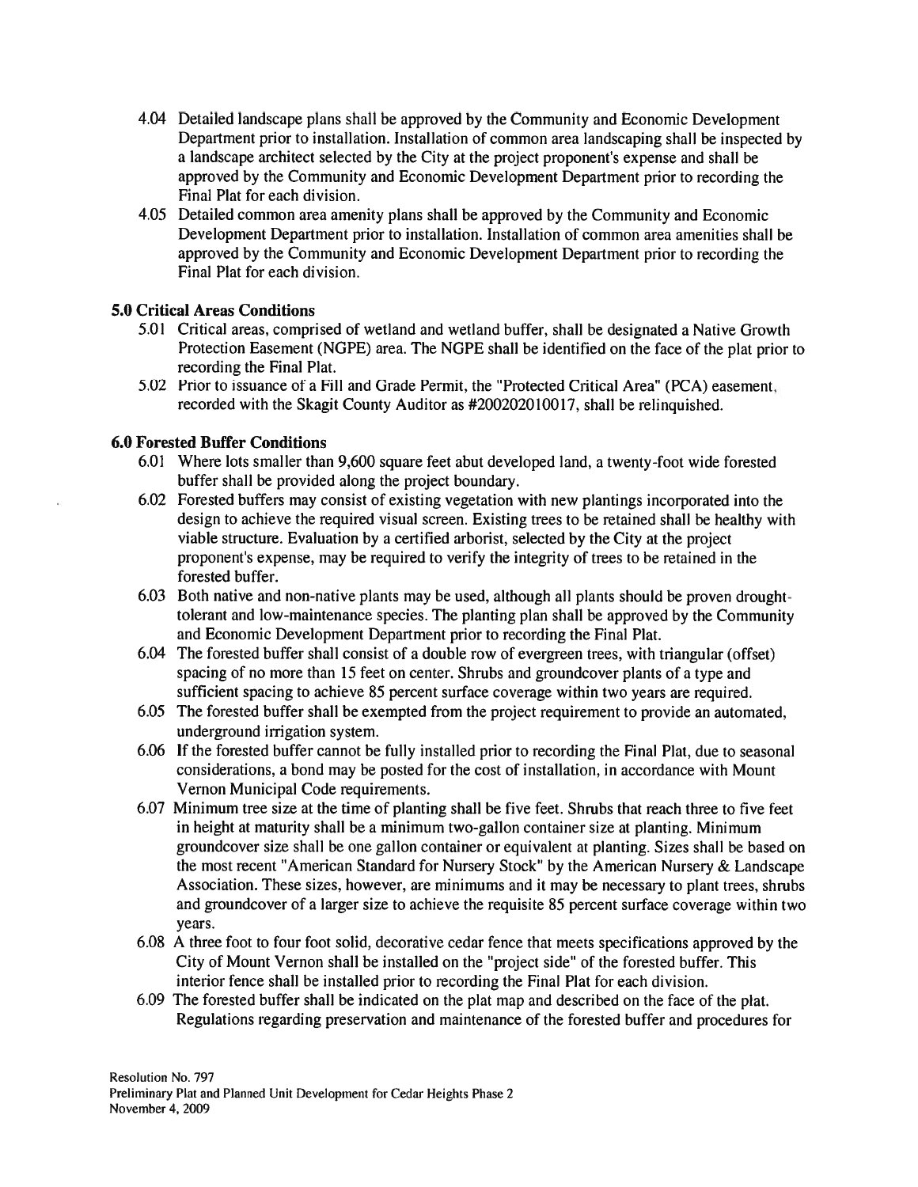4.04 Detailed landscape plans shall be approved by the Community and Economic Development Department prior to installation. Installation of common area landscaping shall be inspected by a landscape architect selected by the City at the project proponent's expense and shall be approved by the Community and Economic Development Department prior to recording the Final Plat for each division.

4.05 Detailed common area amenity plans shall be approved by the Community and Economic Development Department prior to installation. Installation of common area amenities shall be approved by the Community and Economic Development Department prior to recording the Final Plat for each division.

**5.0 Critical Areas Conditions**

5.01 Critical areas, comprised of wetland and wetland buffer, shall be designated a Native Growth Protection Easement (NGPE) area. The NGPE shall be identified on the face of the plat prior to recording the Final Plat.

5.02 Prior to issuance of a Fill and Grade Permit, the "Protected Critical Area" (PCA) easement, recorded with the Skagit County Auditor as #200202010017, shall be relinquished.

**6.0 Forested Buffer Conditions**

6.01 Where lots smaller than 9,600 square feet abut developed land, a twenty-foot wide forested buffer shall be provided along the project boundary.

6.02 Forested buffers may consist of existing vegetation with new plantings incorporated into the design to achieve the required visual screen. Existing trees to be retained shall be healthy with viable structure. Evaluation by a certified arborist, selected by the City at the project proponent's expense, may be required to verify the integrity of trees to be retained in the forested buffer.

6.03 Both native and non-native plants may be used, although all plants should be proven drought-tolerant and low-maintenance species. The planting plan shall be approved by the Community and Economic Development Department prior to recording the Final Plat.

6.04 The forested buffer shall consist of a double row of evergreen trees, with triangular (offset) spacing of no more than 15 feet on center. Shrubs and groundcover plants of a type and sufficient spacing to achieve 85 percent surface coverage within two years are required.

6.05 The forested buffer shall be exempted from the project requirement to provide an automated, underground irrigation system.

6.06 If the forested buffer cannot be fully installed prior to recording the Final Plat, due to seasonal considerations, a bond may be posted for the cost of installation, in accordance with Mount Vernon Municipal Code requirements.

6.07 Minimum tree size at the time of planting shall be five feet. Shrubs that reach three to five feet in height at maturity shall be a minimum two-gallon container size at planting. Minimum groundcover size shall be one gallon container or equivalent at planting. Sizes shall be based on the most recent "American Standard for Nursery Stock" by the American Nursery & Landscape Association. These sizes, however, are minimums and it may be necessary to plant trees, shrubs and groundcover of a larger size to achieve the requisite 85 percent surface coverage within two years.

6.08 A three foot to four foot solid, decorative cedar fence that meets specifications approved by the City of Mount Vernon shall be installed on the "project side" of the forested buffer. This interior fence shall be installed prior to recording the Final Plat for each division.

6.09 The forested buffer shall be indicated on the plat map and described on the face of the plat. Regulations regarding preservation and maintenance of the forested buffer and procedures for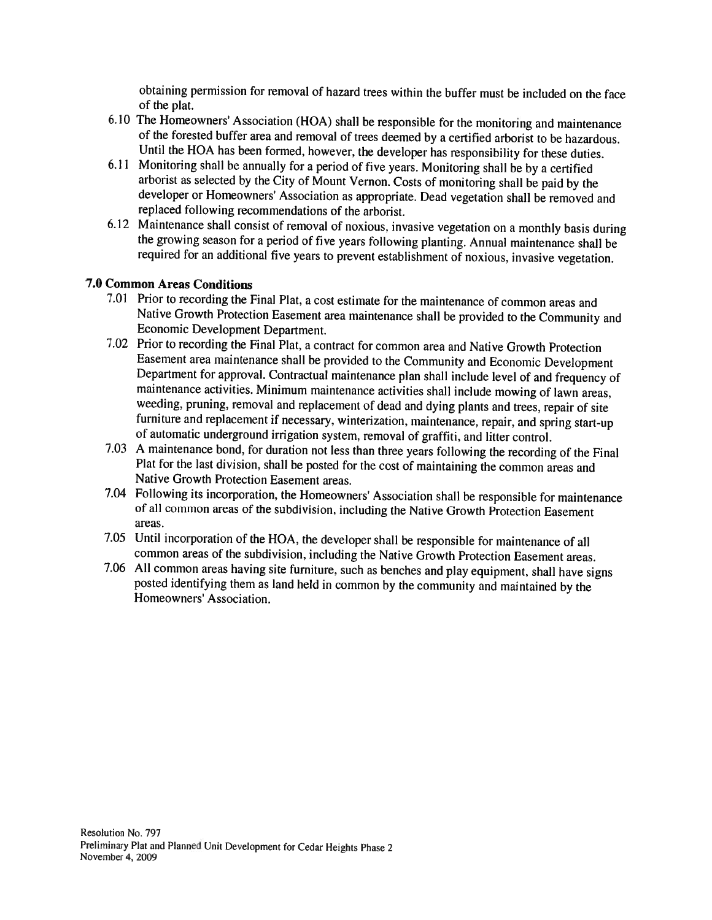obtaining permission for removal of hazard trees within the buffer must be included on the face of the plat.

6.10 The Homeowners' Association (HOA) shall be responsible for the monitoring and maintenance of the forested buffer area and removal of trees deemed by a certified arborist to be hazardous. Until the HOA has been formed, however, the developer has responsibility for these duties.

6.11 Monitoring shall be annually for a period of five years. Monitoring shall be by a certified arborist as selected by the City of Mount Vernon. Costs of monitoring shall be paid by the developer or Homeowners' Association as appropriate. Dead vegetation shall be removed and replaced following recommendations of the arborist.

6.12 Maintenance shall consist of removal of noxious, invasive vegetation on a monthly basis during the growing season for a period of five years following planting. Annual maintenance shall be required for an additional five years to prevent establishment of noxious, invasive vegetation.

## 7.0 Common Areas Conditions

7.01 Prior to recording the Final Plat, a cost estimate for the maintenance of common areas and Native Growth Protection Easement area maintenance shall be provided to the Community and Economic Development Department.

7.02 Prior to recording the Final Plat, a contract for common area and Native Growth Protection Easement area maintenance shall be provided to the Community and Economic Development Department for approval. Contractual maintenance plan shall include level of and frequency of maintenance activities. Minimum maintenance activities shall include mowing of lawn areas, weeding, pruning, removal and replacement of dead and dying plants and trees, repair of site furniture and replacement if necessary, winterization, maintenance, repair, and spring start-up of automatic underground irrigation system, removal of graffiti, and litter control.

7.03 A maintenance bond, for duration not less than three years following the recording of the Final Plat for the last division, shall be posted for the cost of maintaining the common areas and Native Growth Protection Easement areas.

7.04 Following its incorporation, the Homeowners' Association shall be responsible for maintenance of all common areas of the subdivision, including the Native Growth Protection Easement areas.

7.05 Until incorporation of the HOA, the developer shall be responsible for maintenance of all common areas of the subdivision, including the Native Growth Protection Easement areas.

7.06 All common areas having site furniture, such as benches and play equipment, shall have signs posted identifying them as land held in common by the community and maintained by the Homeowners' Association.